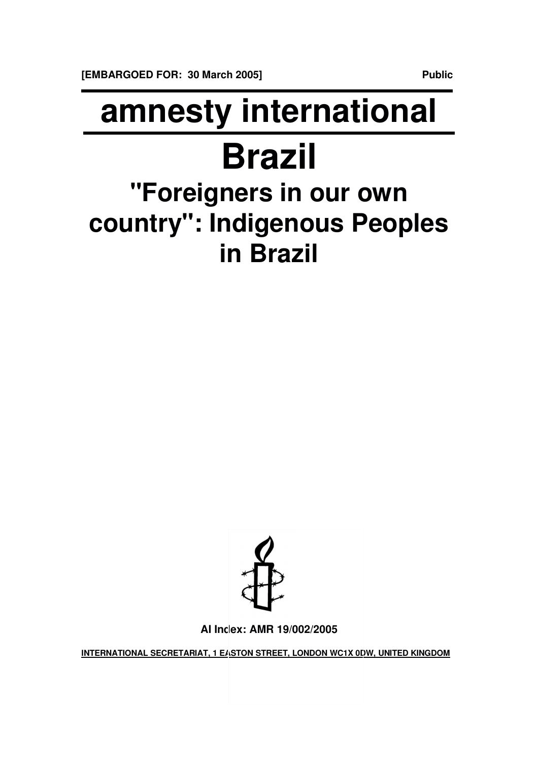**[EMBARGOED FOR: 30 March 2005]** **Public**

# amnesty international

# Brazil

## "Foreigners in our own country": Indigenous Peoples in Brazil

**AI Index: AMR 19/002/2005**

**INTERNATIONAL SECRETARIAT, 1 EASTON STREET, LONDON WC1X 0DW, UNITED KINGDOM**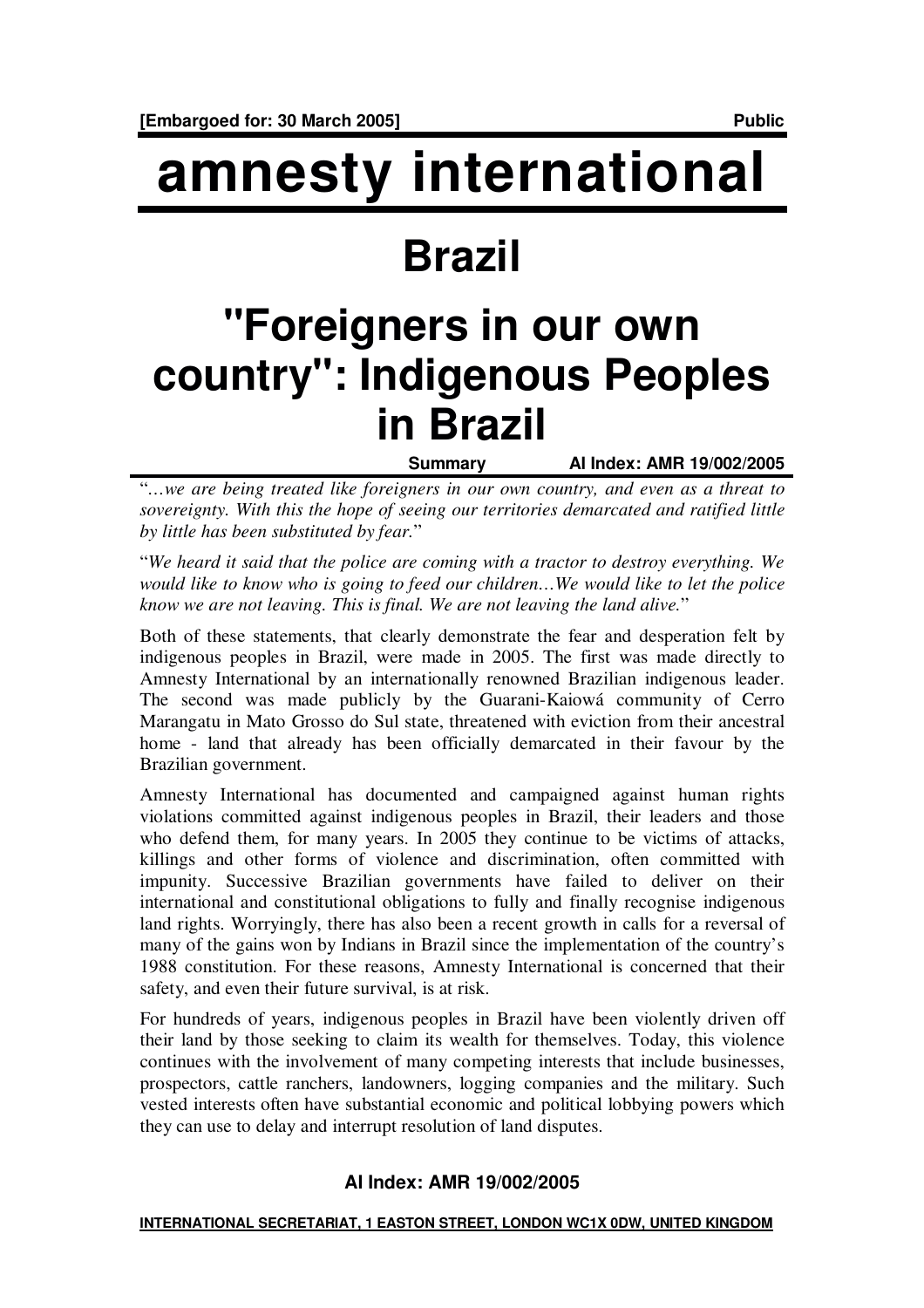**[Embargoed for: 30 March 2005]** **Public**

# amnesty international

# Brazil

# "Foreigners in our own country": Indigenous Peoples in Brazil

**Summary** **AI Index: AMR 19/002/2005**

"*…we are being treated like foreigners in our own country, and even as a threat to sovereignty. With this the hope of seeing our territories demarcated and ratified little by little has been substituted by fear.*"

"*We heard it said that the police are coming with a tractor to destroy everything. We would like to know who is going to feed our children…We would like to let the police know we are not leaving. This is final. We are not leaving the land alive.*"

Both of these statements, that clearly demonstrate the fear and desperation felt by indigenous peoples in Brazil, were made in 2005. The first was made directly to Amnesty International by an internationally renowned Brazilian indigenous leader. The second was made publicly by the Guarani-Kaiowá community of Cerro Marangatu in Mato Grosso do Sul state, threatened with eviction from their ancestral home - land that already has been officially demarcated in their favour by the Brazilian government.

Amnesty International has documented and campaigned against human rights violations committed against indigenous peoples in Brazil, their leaders and those who defend them, for many years. In 2005 they continue to be victims of attacks, killings and other forms of violence and discrimination, often committed with impunity. Successive Brazilian governments have failed to deliver on their international and constitutional obligations to fully and finally recognise indigenous land rights. Worryingly, there has also been a recent growth in calls for a reversal of many of the gains won by Indians in Brazil since the implementation of the country's 1988 constitution. For these reasons, Amnesty International is concerned that their safety, and even their future survival, is at risk.

For hundreds of years, indigenous peoples in Brazil have been violently driven off their land by those seeking to claim its wealth for themselves. Today, this violence continues with the involvement of many competing interests that include businesses, prospectors, cattle ranchers, landowners, logging companies and the military. Such vested interests often have substantial economic and political lobbying powers which they can use to delay and interrupt resolution of land disputes.

**AI Index: AMR 19/002/2005**

**INTERNATIONAL SECRETARIAT, 1 EASTON STREET, LONDON WC1X 0DW, UNITED KINGDOM**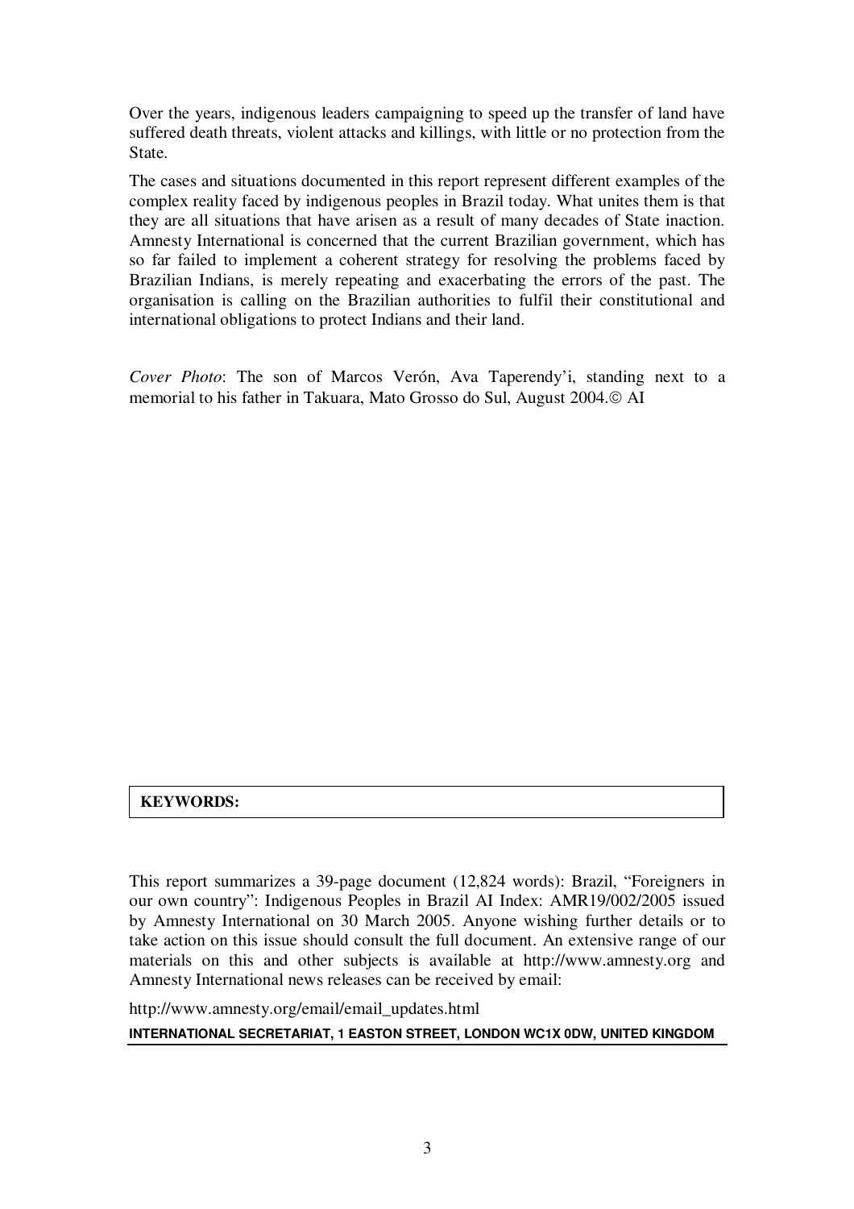Over the years, indigenous leaders campaigning to speed up the transfer of land have suffered death threats, violent attacks and killings, with little or no protection from the State.

The cases and situations documented in this report represent different examples of the complex reality faced by indigenous peoples in Brazil today. What unites them is that they are all situations that have arisen as a result of many decades of State inaction. Amnesty International is concerned that the current Brazilian government, which has so far failed to implement a coherent strategy for resolving the problems faced by Brazilian Indians, is merely repeating and exacerbating the errors of the past. The organisation is calling on the Brazilian authorities to fulfil their constitutional and international obligations to protect Indians and their land.

*Cover Photo*: The son of Marcos Verón, Ava Taperendy'i, standing next to a memorial to his father in Takuara, Mato Grosso do Sul, August 2004.© AI

| **KEYWORDS:** |
| --- |

This report summarizes a 39-page document (12,824 words): Brazil, "Foreigners in our own country": Indigenous Peoples in Brazil AI Index: AMR19/002/2005 issued by Amnesty International on 30 March 2005. Anyone wishing further details or to take action on this issue should consult the full document. An extensive range of our materials on this and other subjects is available at http://www.amnesty.org and Amnesty International news releases can be received by email:

http://www.amnesty.org/email/email_updates.html

**INTERNATIONAL SECRETARIAT, 1 EASTON STREET, LONDON WC1X 0DW, UNITED KINGDOM**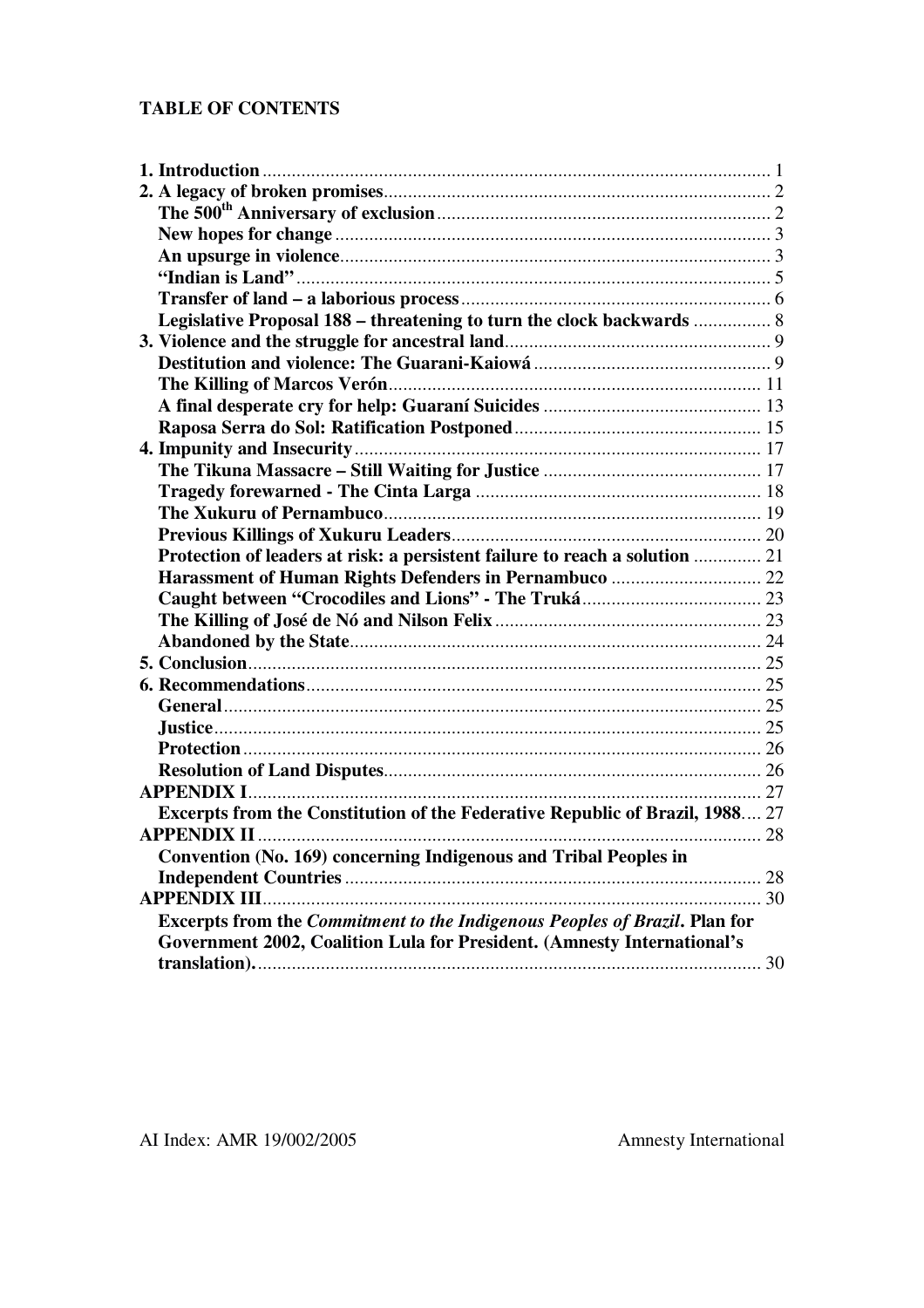**TABLE OF CONTENTS**

**1. Introduction** ... 1
**2. A legacy of broken promises** ... 2
  **The 500th Anniversary of exclusion** ... 2
  **New hopes for change** ... 3
  **An upsurge in violence** ... 3
  **"Indian is Land"** ... 5
  **Transfer of land – a laborious process** ... 6
  **Legislative Proposal 188 – threatening to turn the clock backwards** ... 8
**3. Violence and the struggle for ancestral land** ... 9
  **Destitution and violence: The Guarani-Kaiowá** ... 9
  **The Killing of Marcos Verón** ... 11
  **A final desperate cry for help: Guaraní Suicides** ... 13
  **Raposa Serra do Sol: Ratification Postponed** ... 15
**4. Impunity and Insecurity** ... 17
  **The Tikuna Massacre – Still Waiting for Justice** ... 17
  **Tragedy forewarned - The Cinta Larga** ... 18
  **The Xukuru of Pernambuco** ... 19
  **Previous Killings of Xukuru Leaders** ... 20
  **Protection of leaders at risk: a persistent failure to reach a solution** ... 21
  **Harassment of Human Rights Defenders in Pernambuco** ... 22
  **Caught between "Crocodiles and Lions" - The Truká** ... 23
  **The Killing of José de Nó and Nilson Felix** ... 23
  **Abandoned by the State** ... 24
**5. Conclusion** ... 25
**6. Recommendations** ... 25
  **General** ... 25
  **Justice** ... 25
  **Protection** ... 26
  **Resolution of Land Disputes** ... 26
**APPENDIX I** ... 27
  **Excerpts from the Constitution of the Federative Republic of Brazil, 1988** ... 27
**APPENDIX II** ... 28
  **Convention (No. 169) concerning Indigenous and Tribal Peoples in Independent Countries** ... 28
**APPENDIX III** ... 30
  **Excerpts from the *Commitment to the Indigenous Peoples of Brazil*. Plan for Government 2002, Coalition Lula for President. (Amnesty International's translation).** ... 30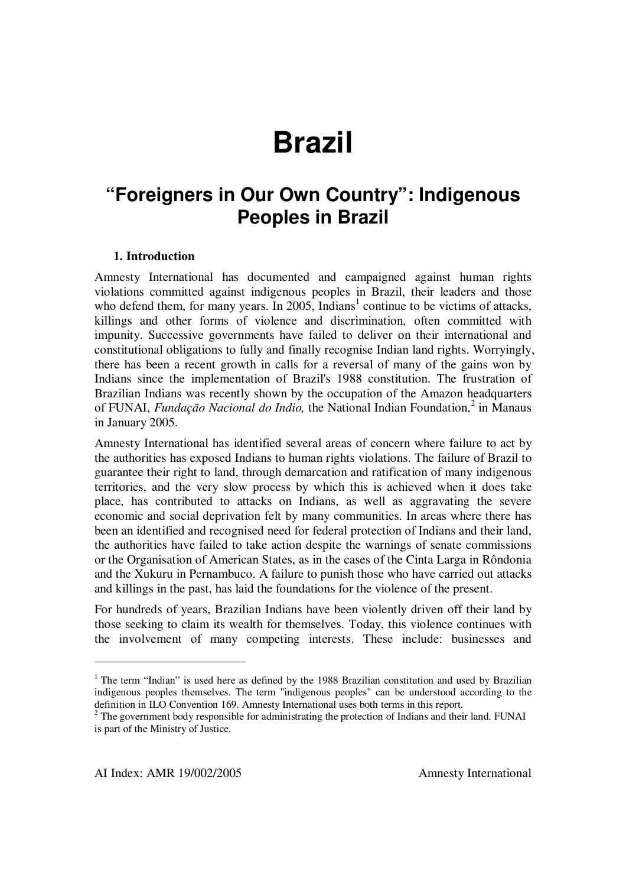# Brazil

## "Foreigners in Our Own Country": Indigenous Peoples in Brazil

### 1. Introduction

Amnesty International has documented and campaigned against human rights violations committed against indigenous peoples in Brazil, their leaders and those who defend them, for many years. In 2005, Indians[1] continue to be victims of attacks, killings and other forms of violence and discrimination, often committed with impunity. Successive governments have failed to deliver on their international and constitutional obligations to fully and finally recognise Indian land rights. Worryingly, there has been a recent growth in calls for a reversal of many of the gains won by Indians since the implementation of Brazil's 1988 constitution. The frustration of Brazilian Indians was recently shown by the occupation of the Amazon headquarters of FUNAI, *Fundação Nacional do Indio,* the National Indian Foundation,[2] in Manaus in January 2005.

Amnesty International has identified several areas of concern where failure to act by the authorities has exposed Indians to human rights violations. The failure of Brazil to guarantee their right to land, through demarcation and ratification of many indigenous territories, and the very slow process by which this is achieved when it does take place, has contributed to attacks on Indians, as well as aggravating the severe economic and social deprivation felt by many communities. In areas where there has been an identified and recognised need for federal protection of Indians and their land, the authorities have failed to take action despite the warnings of senate commissions or the Organisation of American States, as in the cases of the Cinta Larga in Rôndonia and the Xukuru in Pernambuco. A failure to punish those who have carried out attacks and killings in the past, has laid the foundations for the violence of the present.

For hundreds of years, Brazilian Indians have been violently driven off their land by those seeking to claim its wealth for themselves. Today, this violence continues with the involvement of many competing interests. These include: businesses and

---

[1] The term "Indian" is used here as defined by the 1988 Brazilian constitution and used by Brazilian indigenous peoples themselves. The term "indigenous peoples" can be understood according to the definition in ILO Convention 169. Amnesty International uses both terms in this report.

[2] The government body responsible for administrating the protection of Indians and their land. FUNAI is part of the Ministry of Justice.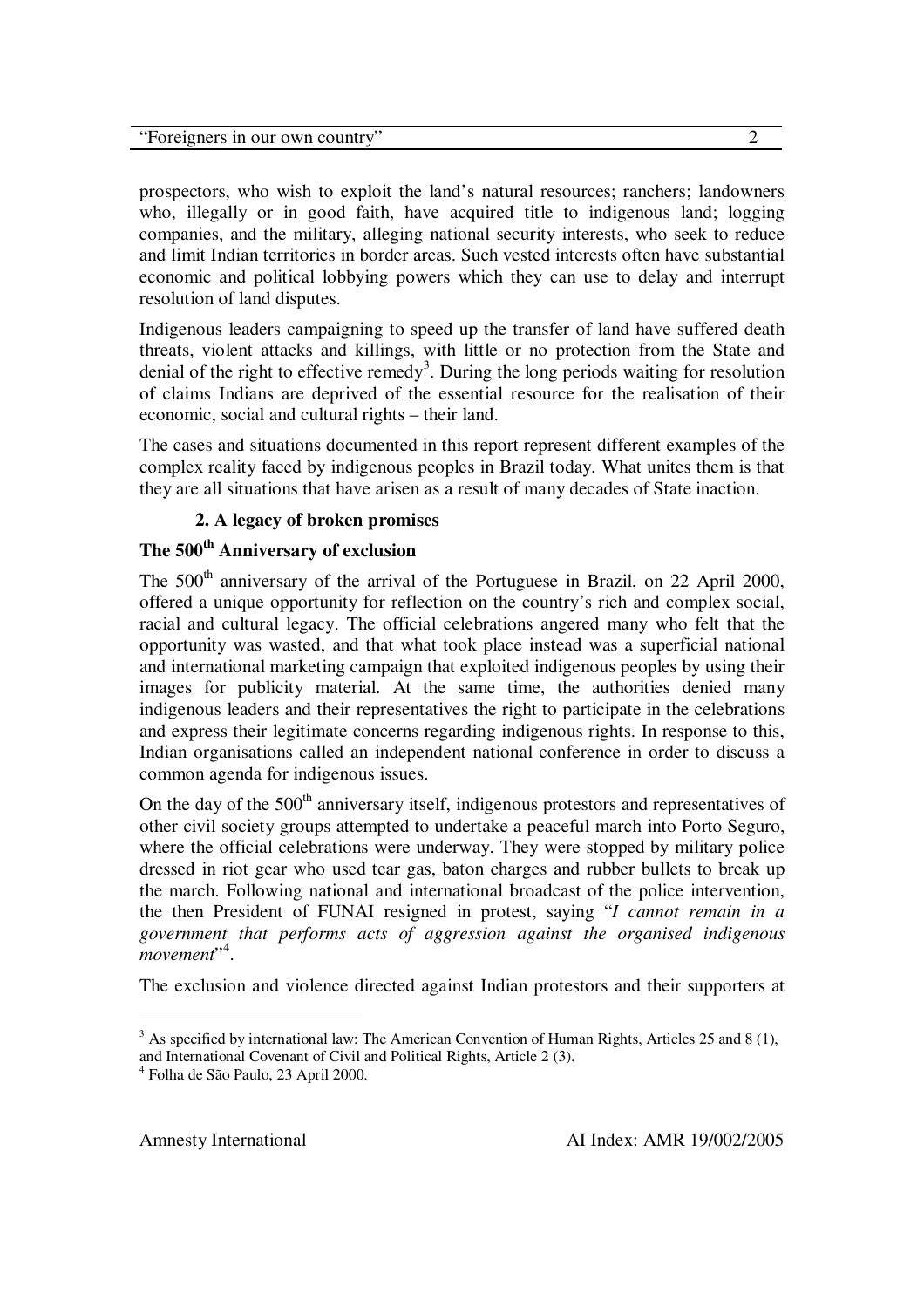prospectors, who wish to exploit the land's natural resources; ranchers; landowners who, illegally or in good faith, have acquired title to indigenous land; logging companies, and the military, alleging national security interests, who seek to reduce and limit Indian territories in border areas. Such vested interests often have substantial economic and political lobbying powers which they can use to delay and interrupt resolution of land disputes.

Indigenous leaders campaigning to speed up the transfer of land have suffered death threats, violent attacks and killings, with little or no protection from the State and denial of the right to effective remedy[3]. During the long periods waiting for resolution of claims Indians are deprived of the essential resource for the realisation of their economic, social and cultural rights – their land.

The cases and situations documented in this report represent different examples of the complex reality faced by indigenous peoples in Brazil today. What unites them is that they are all situations that have arisen as a result of many decades of State inaction.

## 2. A legacy of broken promises

### The 500th Anniversary of exclusion

The 500th anniversary of the arrival of the Portuguese in Brazil, on 22 April 2000, offered a unique opportunity for reflection on the country's rich and complex social, racial and cultural legacy. The official celebrations angered many who felt that the opportunity was wasted, and that what took place instead was a superficial national and international marketing campaign that exploited indigenous peoples by using their images for publicity material. At the same time, the authorities denied many indigenous leaders and their representatives the right to participate in the celebrations and express their legitimate concerns regarding indigenous rights. In response to this, Indian organisations called an independent national conference in order to discuss a common agenda for indigenous issues.

On the day of the 500th anniversary itself, indigenous protestors and representatives of other civil society groups attempted to undertake a peaceful march into Porto Seguro, where the official celebrations were underway. They were stopped by military police dressed in riot gear who used tear gas, baton charges and rubber bullets to break up the march. Following national and international broadcast of the police intervention, the then President of FUNAI resigned in protest, saying "*I cannot remain in a government that performs acts of aggression against the organised indigenous movement*"[4].

The exclusion and violence directed against Indian protestors and their supporters at

---

[3] As specified by international law: The American Convention of Human Rights, Articles 25 and 8 (1), and International Covenant of Civil and Political Rights, Article 2 (3).

[4] Folha de São Paulo, 23 April 2000.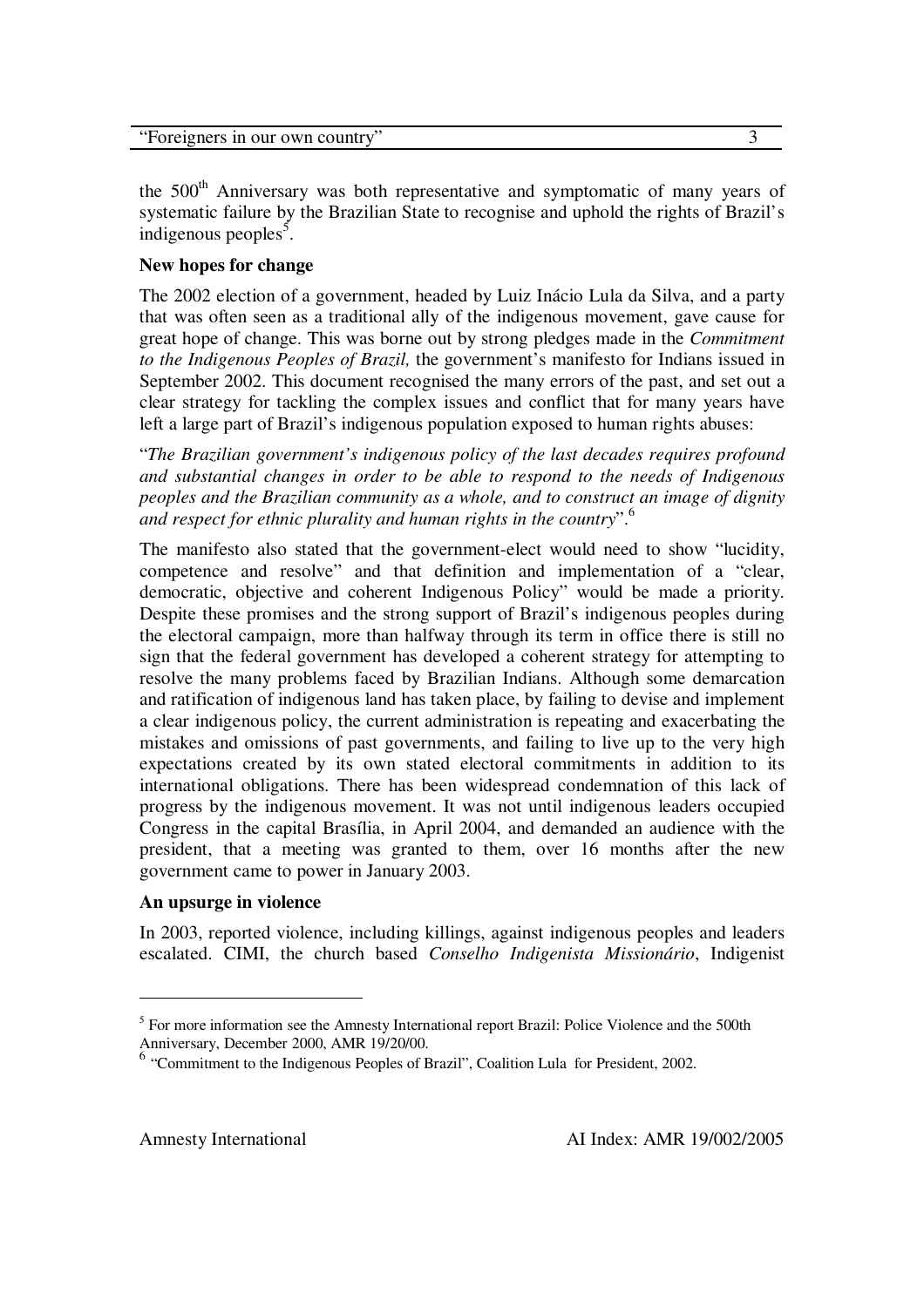the 500th Anniversary was both representative and symptomatic of many years of systematic failure by the Brazilian State to recognise and uphold the rights of Brazil's indigenous peoples[5].

**New hopes for change**

The 2002 election of a government, headed by Luiz Inácio Lula da Silva, and a party that was often seen as a traditional ally of the indigenous movement, gave cause for great hope of change. This was borne out by strong pledges made in the *Commitment to the Indigenous Peoples of Brazil,* the government's manifesto for Indians issued in September 2002. This document recognised the many errors of the past, and set out a clear strategy for tackling the complex issues and conflict that for many years have left a large part of Brazil's indigenous population exposed to human rights abuses:

"*The Brazilian government's indigenous policy of the last decades requires profound and substantial changes in order to be able to respond to the needs of Indigenous peoples and the Brazilian community as a whole, and to construct an image of dignity and respect for ethnic plurality and human rights in the country*".[6]

The manifesto also stated that the government-elect would need to show "lucidity, competence and resolve" and that definition and implementation of a "clear, democratic, objective and coherent Indigenous Policy" would be made a priority. Despite these promises and the strong support of Brazil's indigenous peoples during the electoral campaign, more than halfway through its term in office there is still no sign that the federal government has developed a coherent strategy for attempting to resolve the many problems faced by Brazilian Indians. Although some demarcation and ratification of indigenous land has taken place, by failing to devise and implement a clear indigenous policy, the current administration is repeating and exacerbating the mistakes and omissions of past governments, and failing to live up to the very high expectations created by its own stated electoral commitments in addition to its international obligations. There has been widespread condemnation of this lack of progress by the indigenous movement. It was not until indigenous leaders occupied Congress in the capital Brasília, in April 2004, and demanded an audience with the president, that a meeting was granted to them, over 16 months after the new government came to power in January 2003.

**An upsurge in violence**

In 2003, reported violence, including killings, against indigenous peoples and leaders escalated. CIMI, the church based *Conselho Indigenista Missionário*, Indigenist

[5] For more information see the Amnesty International report Brazil: Police Violence and the 500th Anniversary, December 2000, AMR 19/20/00.

[6] "Commitment to the Indigenous Peoples of Brazil", Coalition Lula for President, 2002.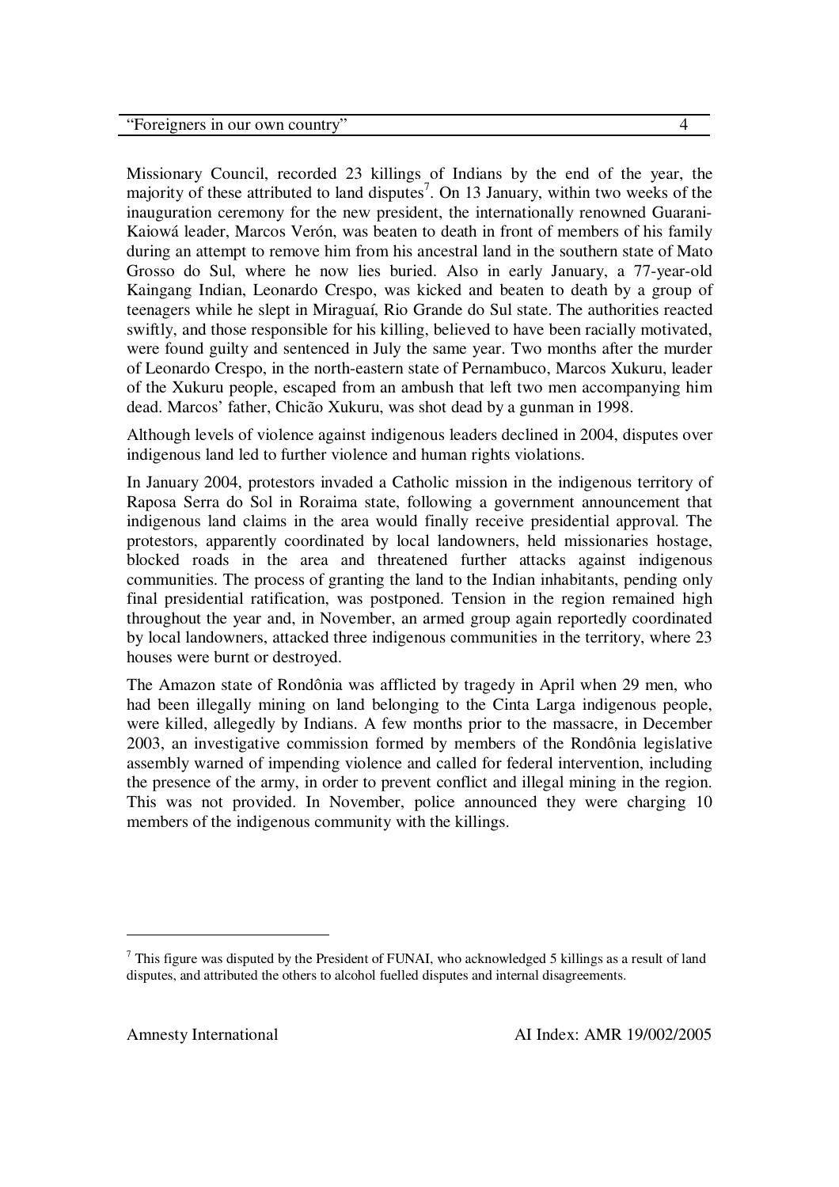Missionary Council, recorded 23 killings of Indians by the end of the year, the majority of these attributed to land disputes[7]. On 13 January, within two weeks of the inauguration ceremony for the new president, the internationally renowned Guarani-Kaiowá leader, Marcos Verón, was beaten to death in front of members of his family during an attempt to remove him from his ancestral land in the southern state of Mato Grosso do Sul, where he now lies buried. Also in early January, a 77-year-old Kaingang Indian, Leonardo Crespo, was kicked and beaten to death by a group of teenagers while he slept in Miraguaí, Rio Grande do Sul state. The authorities reacted swiftly, and those responsible for his killing, believed to have been racially motivated, were found guilty and sentenced in July the same year. Two months after the murder of Leonardo Crespo, in the north-eastern state of Pernambuco, Marcos Xukuru, leader of the Xukuru people, escaped from an ambush that left two men accompanying him dead. Marcos' father, Chicão Xukuru, was shot dead by a gunman in 1998.

Although levels of violence against indigenous leaders declined in 2004, disputes over indigenous land led to further violence and human rights violations.

In January 2004, protestors invaded a Catholic mission in the indigenous territory of Raposa Serra do Sol in Roraima state, following a government announcement that indigenous land claims in the area would finally receive presidential approval. The protestors, apparently coordinated by local landowners, held missionaries hostage, blocked roads in the area and threatened further attacks against indigenous communities. The process of granting the land to the Indian inhabitants, pending only final presidential ratification, was postponed. Tension in the region remained high throughout the year and, in November, an armed group again reportedly coordinated by local landowners, attacked three indigenous communities in the territory, where 23 houses were burnt or destroyed.

The Amazon state of Rondônia was afflicted by tragedy in April when 29 men, who had been illegally mining on land belonging to the Cinta Larga indigenous people, were killed, allegedly by Indians. A few months prior to the massacre, in December 2003, an investigative commission formed by members of the Rondônia legislative assembly warned of impending violence and called for federal intervention, including the presence of the army, in order to prevent conflict and illegal mining in the region. This was not provided. In November, police announced they were charging 10 members of the indigenous community with the killings.

---

[7] This figure was disputed by the President of FUNAI, who acknowledged 5 killings as a result of land disputes, and attributed the others to alcohol fuelled disputes and internal disagreements.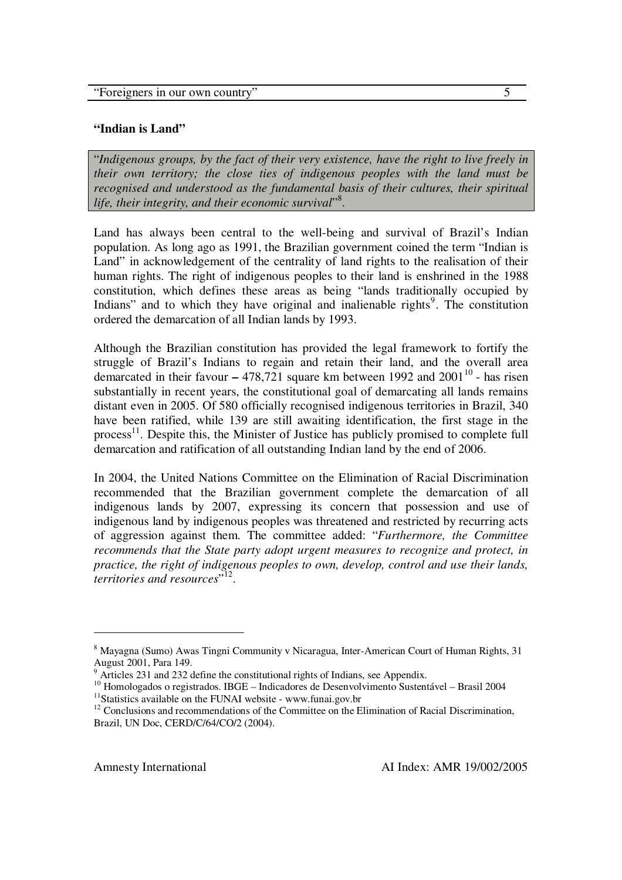**"Indian is Land"**

"*Indigenous groups, by the fact of their very existence, have the right to live freely in their own territory; the close ties of indigenous peoples with the land must be recognised and understood as the fundamental basis of their cultures, their spiritual life, their integrity, and their economic survival*"[8].

Land has always been central to the well-being and survival of Brazil's Indian population. As long ago as 1991, the Brazilian government coined the term "Indian is Land" in acknowledgement of the centrality of land rights to the realisation of their human rights. The right of indigenous peoples to their land is enshrined in the 1988 constitution, which defines these areas as being "lands traditionally occupied by Indians" and to which they have original and inalienable rights[9]. The constitution ordered the demarcation of all Indian lands by 1993.

Although the Brazilian constitution has provided the legal framework to fortify the struggle of Brazil's Indians to regain and retain their land, and the overall area demarcated in their favour – 478,721 square km between 1992 and 2001[10] - has risen substantially in recent years, the constitutional goal of demarcating all lands remains distant even in 2005. Of 580 officially recognised indigenous territories in Brazil, 340 have been ratified, while 139 are still awaiting identification, the first stage in the process[11]. Despite this, the Minister of Justice has publicly promised to complete full demarcation and ratification of all outstanding Indian land by the end of 2006.

In 2004, the United Nations Committee on the Elimination of Racial Discrimination recommended that the Brazilian government complete the demarcation of all indigenous lands by 2007, expressing its concern that possession and use of indigenous land by indigenous peoples was threatened and restricted by recurring acts of aggression against them. The committee added: "*Furthermore, the Committee recommends that the State party adopt urgent measures to recognize and protect, in practice, the right of indigenous peoples to own, develop, control and use their lands, territories and resources*"[12].

---

[8] Mayagna (Sumo) Awas Tingni Community v Nicaragua, Inter-American Court of Human Rights, 31 August 2001, Para 149.

[9] Articles 231 and 232 define the constitutional rights of Indians, see Appendix.

[10] Homologados o registrados. IBGE – Indicadores de Desenvolvimento Sustentável – Brasil 2004

[11] Statistics available on the FUNAI website - www.funai.gov.br

[12] Conclusions and recommendations of the Committee on the Elimination of Racial Discrimination, Brazil, UN Doc, CERD/C/64/CO/2 (2004).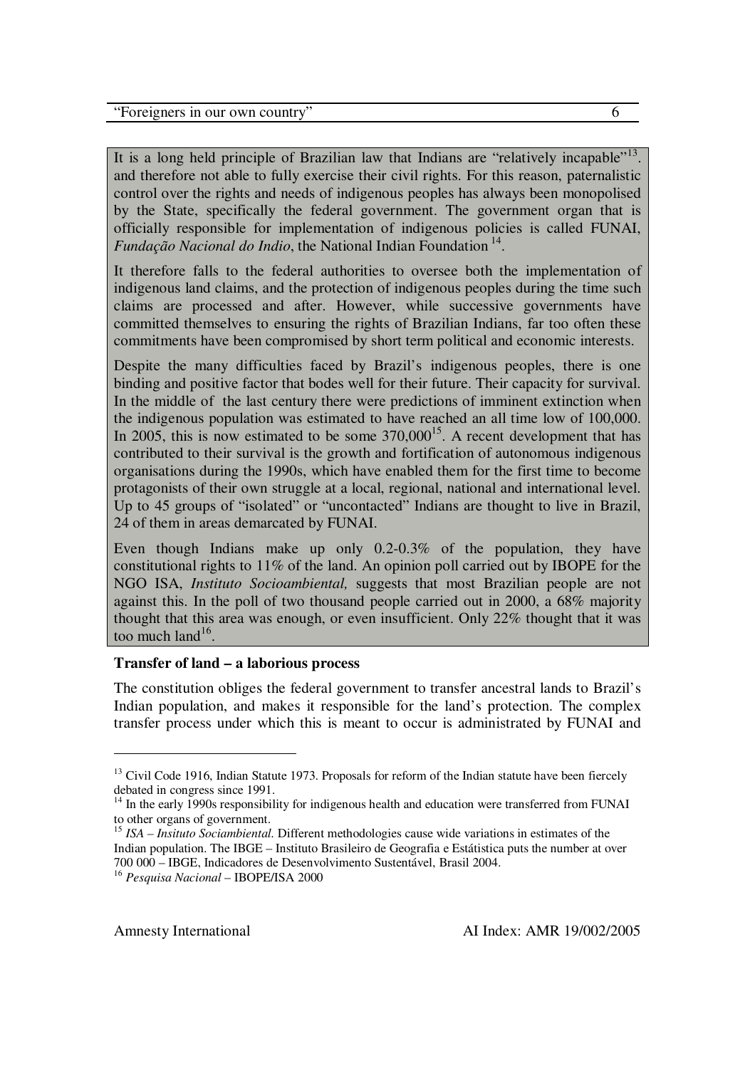It is a long held principle of Brazilian law that Indians are "relatively incapable"[13]. and therefore not able to fully exercise their civil rights. For this reason, paternalistic control over the rights and needs of indigenous peoples has always been monopolised by the State, specifically the federal government. The government organ that is officially responsible for implementation of indigenous policies is called FUNAI, *Fundação Nacional do Indio*, the National Indian Foundation [14].

It therefore falls to the federal authorities to oversee both the implementation of indigenous land claims, and the protection of indigenous peoples during the time such claims are processed and after. However, while successive governments have committed themselves to ensuring the rights of Brazilian Indians, far too often these commitments have been compromised by short term political and economic interests.

Despite the many difficulties faced by Brazil's indigenous peoples, there is one binding and positive factor that bodes well for their future. Their capacity for survival. In the middle of the last century there were predictions of imminent extinction when the indigenous population was estimated to have reached an all time low of 100,000. In 2005, this is now estimated to be some 370,000[15]. A recent development that has contributed to their survival is the growth and fortification of autonomous indigenous organisations during the 1990s, which have enabled them for the first time to become protagonists of their own struggle at a local, regional, national and international level. Up to 45 groups of "isolated" or "uncontacted" Indians are thought to live in Brazil, 24 of them in areas demarcated by FUNAI.

Even though Indians make up only 0.2-0.3% of the population, they have constitutional rights to 11% of the land. An opinion poll carried out by IBOPE for the NGO ISA, *Instituto Socioambiental,* suggests that most Brazilian people are not against this. In the poll of two thousand people carried out in 2000, a 68% majority thought that this area was enough, or even insufficient. Only 22% thought that it was too much land[16].

**Transfer of land – a laborious process**

The constitution obliges the federal government to transfer ancestral lands to Brazil's Indian population, and makes it responsible for the land's protection. The complex transfer process under which this is meant to occur is administrated by FUNAI and

---

[13] Civil Code 1916, Indian Statute 1973. Proposals for reform of the Indian statute have been fiercely debated in congress since 1991.

[14] In the early 1990s responsibility for indigenous health and education were transferred from FUNAI to other organs of government.

[15] *ISA – Insituto Sociambiental.* Different methodologies cause wide variations in estimates of the Indian population. The IBGE – Instituto Brasileiro de Geografia e Estátistica puts the number at over 700 000 – IBGE, Indicadores de Desenvolvimento Sustentável, Brasil 2004.

[16] *Pesquisa Nacional* – IBOPE/ISA 2000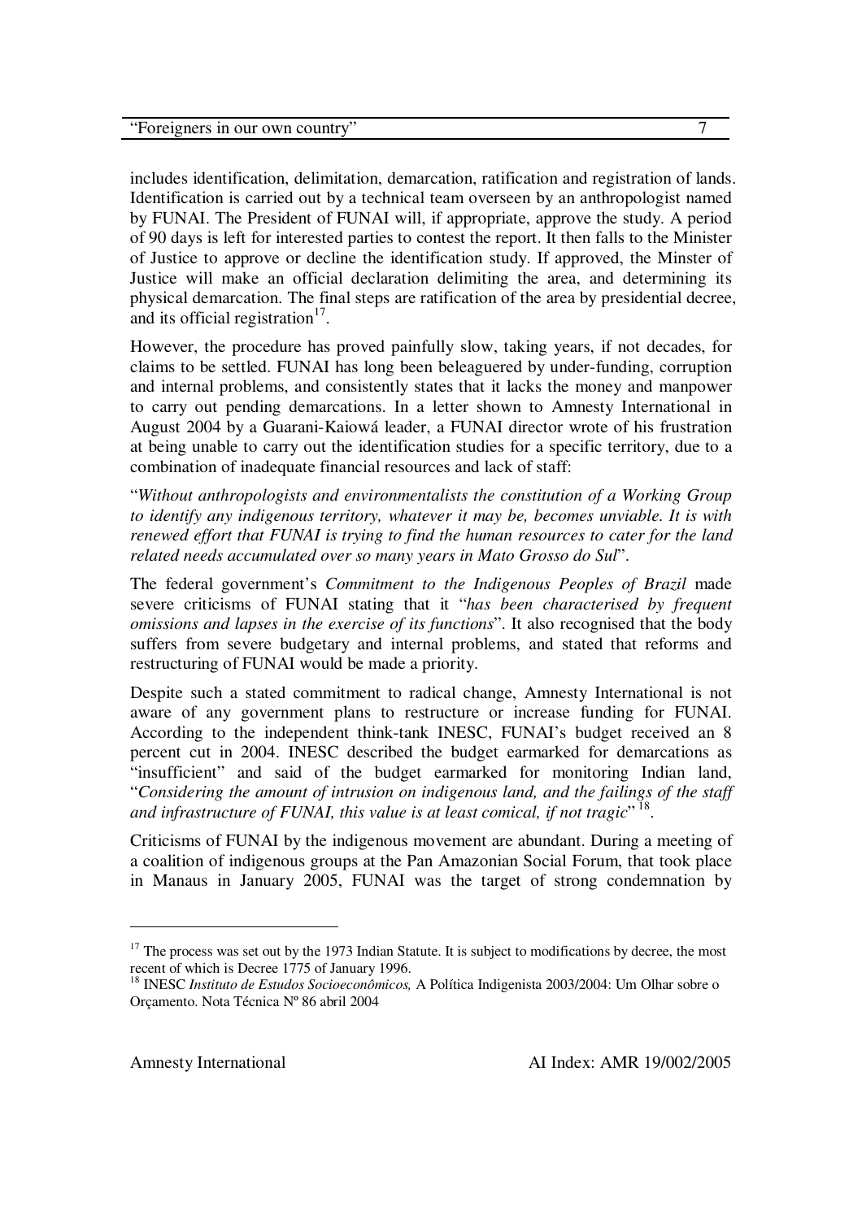includes identification, delimitation, demarcation, ratification and registration of lands. Identification is carried out by a technical team overseen by an anthropologist named by FUNAI. The President of FUNAI will, if appropriate, approve the study. A period of 90 days is left for interested parties to contest the report. It then falls to the Minister of Justice to approve or decline the identification study. If approved, the Minster of Justice will make an official declaration delimiting the area, and determining its physical demarcation. The final steps are ratification of the area by presidential decree, and its official registration[17].

However, the procedure has proved painfully slow, taking years, if not decades, for claims to be settled. FUNAI has long been beleaguered by under-funding, corruption and internal problems, and consistently states that it lacks the money and manpower to carry out pending demarcations. In a letter shown to Amnesty International in August 2004 by a Guarani-Kaiowá leader, a FUNAI director wrote of his frustration at being unable to carry out the identification studies for a specific territory, due to a combination of inadequate financial resources and lack of staff:

"*Without anthropologists and environmentalists the constitution of a Working Group to identify any indigenous territory, whatever it may be, becomes unviable. It is with renewed effort that FUNAI is trying to find the human resources to cater for the land related needs accumulated over so many years in Mato Grosso do Sul*".

The federal government's *Commitment to the Indigenous Peoples of Brazil* made severe criticisms of FUNAI stating that it "*has been characterised by frequent omissions and lapses in the exercise of its functions*". It also recognised that the body suffers from severe budgetary and internal problems, and stated that reforms and restructuring of FUNAI would be made a priority.

Despite such a stated commitment to radical change, Amnesty International is not aware of any government plans to restructure or increase funding for FUNAI. According to the independent think-tank INESC, FUNAI's budget received an 8 percent cut in 2004. INESC described the budget earmarked for demarcations as "insufficient" and said of the budget earmarked for monitoring Indian land, "*Considering the amount of intrusion on indigenous land, and the failings of the staff and infrastructure of FUNAI, this value is at least comical, if not tragic*"[18].

Criticisms of FUNAI by the indigenous movement are abundant. During a meeting of a coalition of indigenous groups at the Pan Amazonian Social Forum, that took place in Manaus in January 2005, FUNAI was the target of strong condemnation by

---

[17] The process was set out by the 1973 Indian Statute. It is subject to modifications by decree, the most recent of which is Decree 1775 of January 1996.

[18] INESC *Instituto de Estudos Socioeconômicos,* A Política Indigenista 2003/2004: Um Olhar sobre o Orçamento. Nota Técnica Nº 86 abril 2004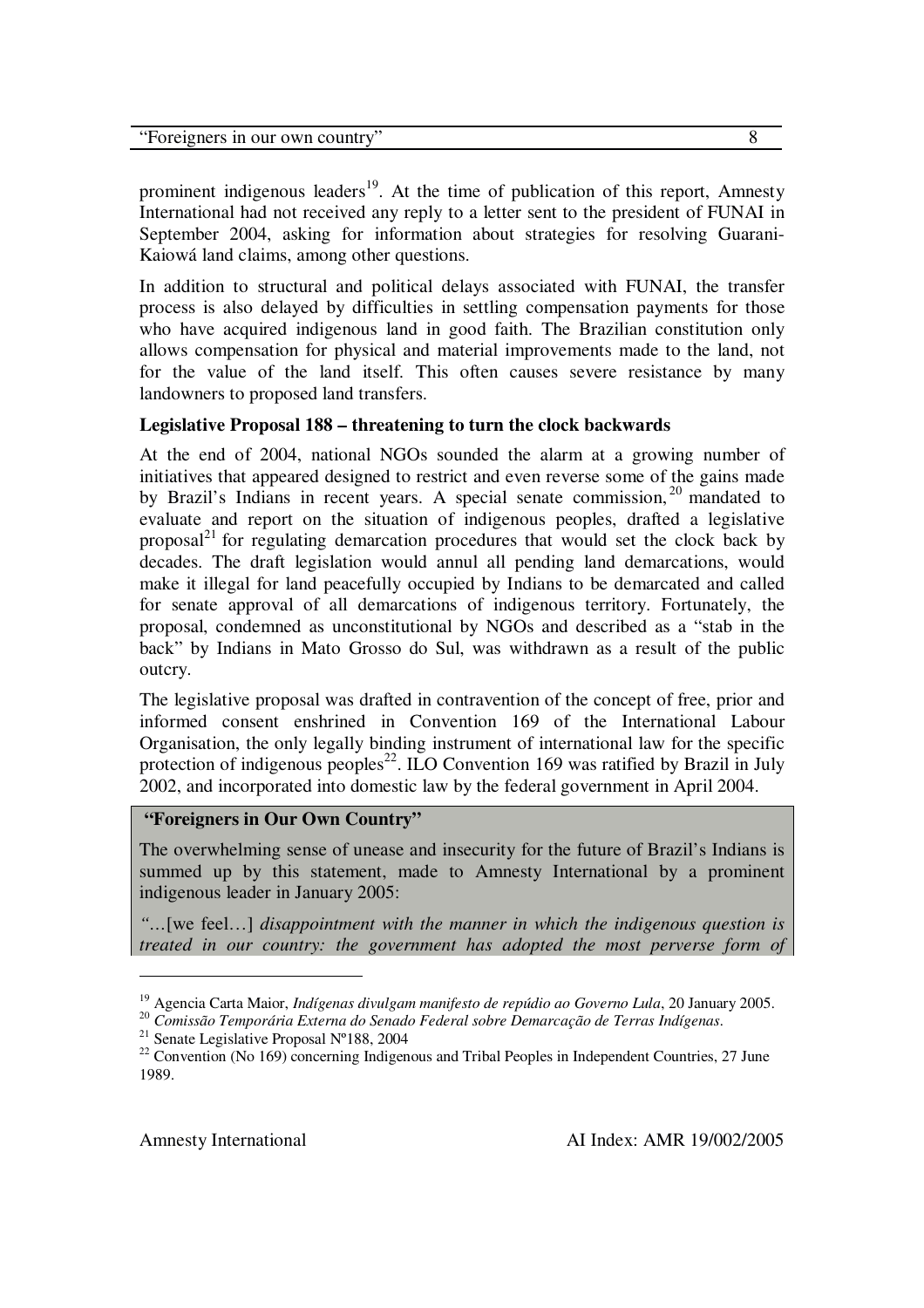prominent indigenous leaders[19]. At the time of publication of this report, Amnesty International had not received any reply to a letter sent to the president of FUNAI in September 2004, asking for information about strategies for resolving Guarani-Kaiowá land claims, among other questions.

In addition to structural and political delays associated with FUNAI, the transfer process is also delayed by difficulties in settling compensation payments for those who have acquired indigenous land in good faith. The Brazilian constitution only allows compensation for physical and material improvements made to the land, not for the value of the land itself. This often causes severe resistance by many landowners to proposed land transfers.

**Legislative Proposal 188 – threatening to turn the clock backwards**

At the end of 2004, national NGOs sounded the alarm at a growing number of initiatives that appeared designed to restrict and even reverse some of the gains made by Brazil's Indians in recent years. A special senate commission,[20] mandated to evaluate and report on the situation of indigenous peoples, drafted a legislative proposal[21] for regulating demarcation procedures that would set the clock back by decades. The draft legislation would annul all pending land demarcations, would make it illegal for land peacefully occupied by Indians to be demarcated and called for senate approval of all demarcations of indigenous territory. Fortunately, the proposal, condemned as unconstitutional by NGOs and described as a "stab in the back" by Indians in Mato Grosso do Sul, was withdrawn as a result of the public outcry.

The legislative proposal was drafted in contravention of the concept of free, prior and informed consent enshrined in Convention 169 of the International Labour Organisation, the only legally binding instrument of international law for the specific protection of indigenous peoples[22]. ILO Convention 169 was ratified by Brazil in July 2002, and incorporated into domestic law by the federal government in April 2004.

**"Foreigners in Our Own Country"**

The overwhelming sense of unease and insecurity for the future of Brazil's Indians is summed up by this statement, made to Amnesty International by a prominent indigenous leader in January 2005:

"…[we feel…] *disappointment with the manner in which the indigenous question is treated in our country: the government has adopted the most perverse form of*

---

[19] Agencia Carta Maior, *Indígenas divulgam manifesto de repúdio ao Governo Lula*, 20 January 2005.

[20] *Comissão Temporária Externa do Senado Federal sobre Demarcação de Terras Indígenas*.

[21] Senate Legislative Proposal Nº188, 2004

[22] Convention (No 169) concerning Indigenous and Tribal Peoples in Independent Countries, 27 June 1989.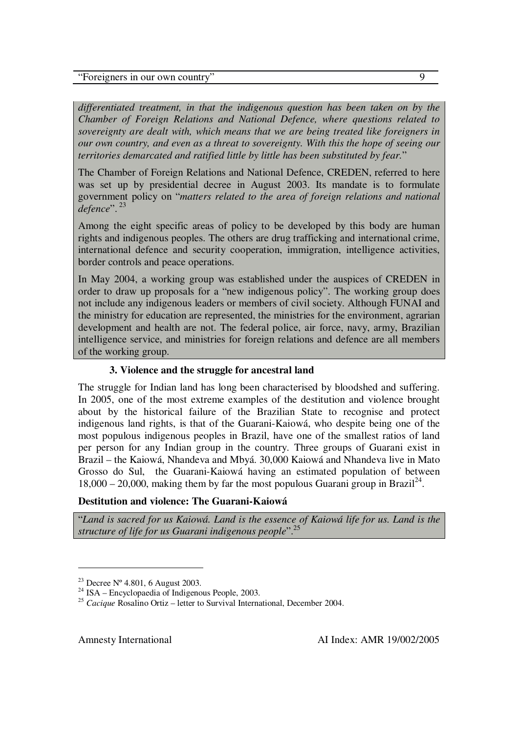*differentiated treatment, in that the indigenous question has been taken on by the Chamber of Foreign Relations and National Defence, where questions related to sovereignty are dealt with, which means that we are being treated like foreigners in our own country, and even as a threat to sovereignty. With this the hope of seeing our territories demarcated and ratified little by little has been substituted by fear.*"

The Chamber of Foreign Relations and National Defence, CREDEN, referred to here was set up by presidential decree in August 2003. Its mandate is to formulate government policy on "*matters related to the area of foreign relations and national defence*".[23]

Among the eight specific areas of policy to be developed by this body are human rights and indigenous peoples. The others are drug trafficking and international crime, international defence and security cooperation, immigration, intelligence activities, border controls and peace operations.

In May 2004, a working group was established under the auspices of CREDEN in order to draw up proposals for a "new indigenous policy". The working group does not include any indigenous leaders or members of civil society. Although FUNAI and the ministry for education are represented, the ministries for the environment, agrarian development and health are not. The federal police, air force, navy, army, Brazilian intelligence service, and ministries for foreign relations and defence are all members of the working group.

## 3. Violence and the struggle for ancestral land

The struggle for Indian land has long been characterised by bloodshed and suffering. In 2005, one of the most extreme examples of the destitution and violence brought about by the historical failure of the Brazilian State to recognise and protect indigenous land rights, is that of the Guarani-Kaiowá, who despite being one of the most populous indigenous peoples in Brazil, have one of the smallest ratios of land per person for any Indian group in the country. Three groups of Guarani exist in Brazil – the Kaiowá, Nhandeva and Mbyá. 30,000 Kaiowá and Nhandeva live in Mato Grosso do Sul, the Guarani-Kaiowá having an estimated population of between 18,000 – 20,000, making them by far the most populous Guarani group in Brazil[24].

### Destitution and violence: The Guarani-Kaiowá

"*Land is sacred for us Kaiowá. Land is the essence of Kaiowá life for us. Land is the structure of life for us Guarani indigenous people*".[25]

---

[23] Decree Nº 4.801, 6 August 2003.

[24] ISA – Encyclopaedia of Indigenous People, 2003.

[25] *Cacique* Rosalino Ortiz – letter to Survival International, December 2004.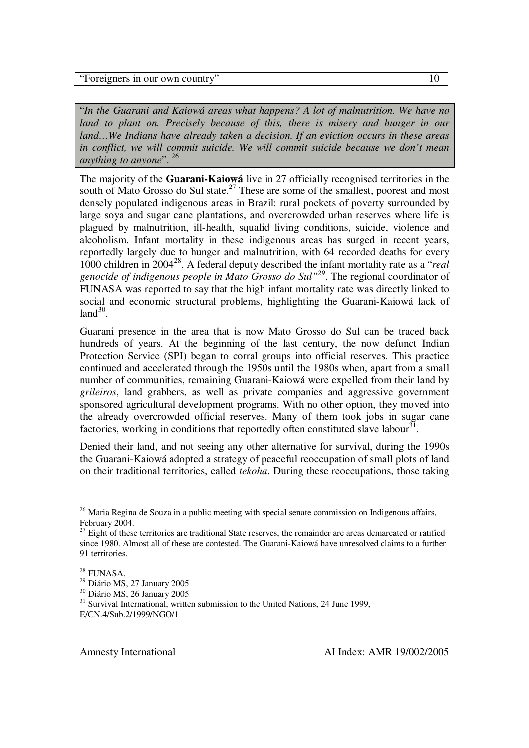"*In the Guarani and Kaiowá areas what happens? A lot of malnutrition. We have no land to plant on. Precisely because of this, there is misery and hunger in our land…We Indians have already taken a decision. If an eviction occurs in these areas in conflict, we will commit suicide. We will commit suicide because we don't mean anything to anyone*". [26]

The majority of the **Guarani-Kaiowá** live in 27 officially recognised territories in the south of Mato Grosso do Sul state.[27] These are some of the smallest, poorest and most densely populated indigenous areas in Brazil: rural pockets of poverty surrounded by large soya and sugar cane plantations, and overcrowded urban reserves where life is plagued by malnutrition, ill-health, squalid living conditions, suicide, violence and alcoholism. Infant mortality in these indigenous areas has surged in recent years, reportedly largely due to hunger and malnutrition, with 64 recorded deaths for every 1000 children in 2004[28]. A federal deputy described the infant mortality rate as a "*real genocide of indigenous people in Mato Grosso do Sul*"[29]. The regional coordinator of FUNASA was reported to say that the high infant mortality rate was directly linked to social and economic structural problems, highlighting the Guarani-Kaiowá lack of land[30].

Guarani presence in the area that is now Mato Grosso do Sul can be traced back hundreds of years. At the beginning of the last century, the now defunct Indian Protection Service (SPI) began to corral groups into official reserves. This practice continued and accelerated through the 1950s until the 1980s when, apart from a small number of communities, remaining Guarani-Kaiowá were expelled from their land by *grileiros*, land grabbers, as well as private companies and aggressive government sponsored agricultural development programs. With no other option, they moved into the already overcrowded official reserves. Many of them took jobs in sugar cane factories, working in conditions that reportedly often constituted slave labour[31].

Denied their land, and not seeing any other alternative for survival, during the 1990s the Guarani-Kaiowá adopted a strategy of peaceful reoccupation of small plots of land on their traditional territories, called *tekoha*. During these reoccupations, those taking

---

[26] Maria Regina de Souza in a public meeting with special senate commission on Indigenous affairs, February 2004.

[27] Eight of these territories are traditional State reserves, the remainder are areas demarcated or ratified since 1980. Almost all of these are contested. The Guarani-Kaiowá have unresolved claims to a further 91 territories.

[28] FUNASA.

[29] Diário MS, 27 January 2005

[30] Diário MS, 26 January 2005

[31] Survival International, written submission to the United Nations, 24 June 1999, E/CN.4/Sub.2/1999/NGO/1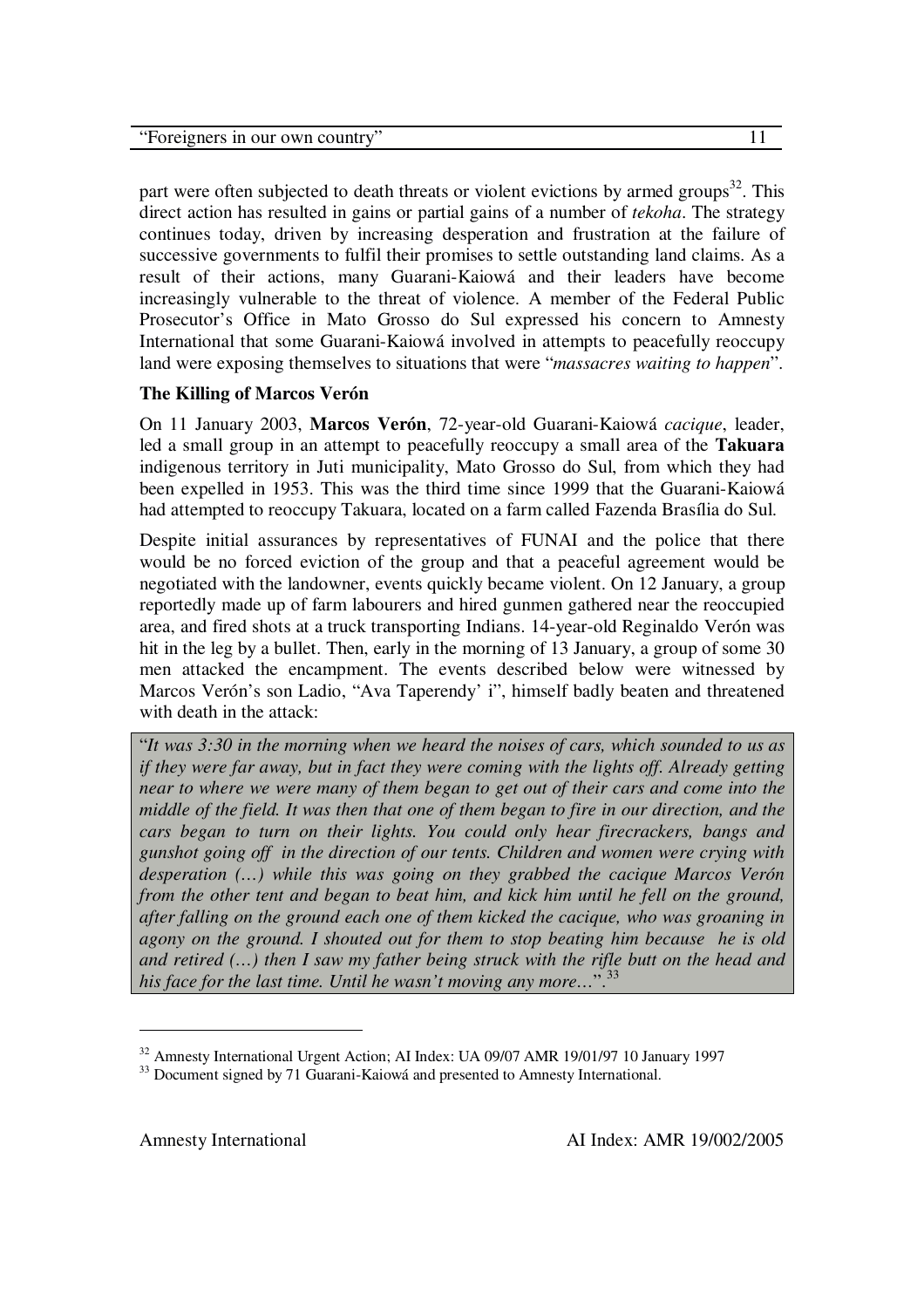part were often subjected to death threats or violent evictions by armed groups[32]. This direct action has resulted in gains or partial gains of a number of *tekoha*. The strategy continues today, driven by increasing desperation and frustration at the failure of successive governments to fulfil their promises to settle outstanding land claims. As a result of their actions, many Guarani-Kaiowá and their leaders have become increasingly vulnerable to the threat of violence. A member of the Federal Public Prosecutor's Office in Mato Grosso do Sul expressed his concern to Amnesty International that some Guarani-Kaiowá involved in attempts to peacefully reoccupy land were exposing themselves to situations that were "*massacres waiting to happen*".

**The Killing of Marcos Verón**

On 11 January 2003, **Marcos Verón**, 72-year-old Guarani-Kaiowá *cacique*, leader, led a small group in an attempt to peacefully reoccupy a small area of the **Takuara** indigenous territory in Juti municipality, Mato Grosso do Sul, from which they had been expelled in 1953. This was the third time since 1999 that the Guarani-Kaiowá had attempted to reoccupy Takuara, located on a farm called Fazenda Brasília do Sul.

Despite initial assurances by representatives of FUNAI and the police that there would be no forced eviction of the group and that a peaceful agreement would be negotiated with the landowner, events quickly became violent. On 12 January, a group reportedly made up of farm labourers and hired gunmen gathered near the reoccupied area, and fired shots at a truck transporting Indians. 14-year-old Reginaldo Verón was hit in the leg by a bullet. Then, early in the morning of 13 January, a group of some 30 men attacked the encampment. The events described below were witnessed by Marcos Verón's son Ladio, "Ava Taperendy' i", himself badly beaten and threatened with death in the attack:

> "*It was 3:30 in the morning when we heard the noises of cars, which sounded to us as if they were far away, but in fact they were coming with the lights off. Already getting near to where we were many of them began to get out of their cars and come into the middle of the field. It was then that one of them began to fire in our direction, and the cars began to turn on their lights. You could only hear firecrackers, bangs and gunshot going off in the direction of our tents. Children and women were crying with desperation (…) while this was going on they grabbed the cacique Marcos Verón from the other tent and began to beat him, and kick him until he fell on the ground, after falling on the ground each one of them kicked the cacique, who was groaning in agony on the ground. I shouted out for them to stop beating him because he is old and retired (…) then I saw my father being struck with the rifle butt on the head and his face for the last time. Until he wasn't moving any more…*".[33]

---

[32] Amnesty International Urgent Action; AI Index: UA 09/07 AMR 19/01/97 10 January 1997

[33] Document signed by 71 Guarani-Kaiowá and presented to Amnesty International.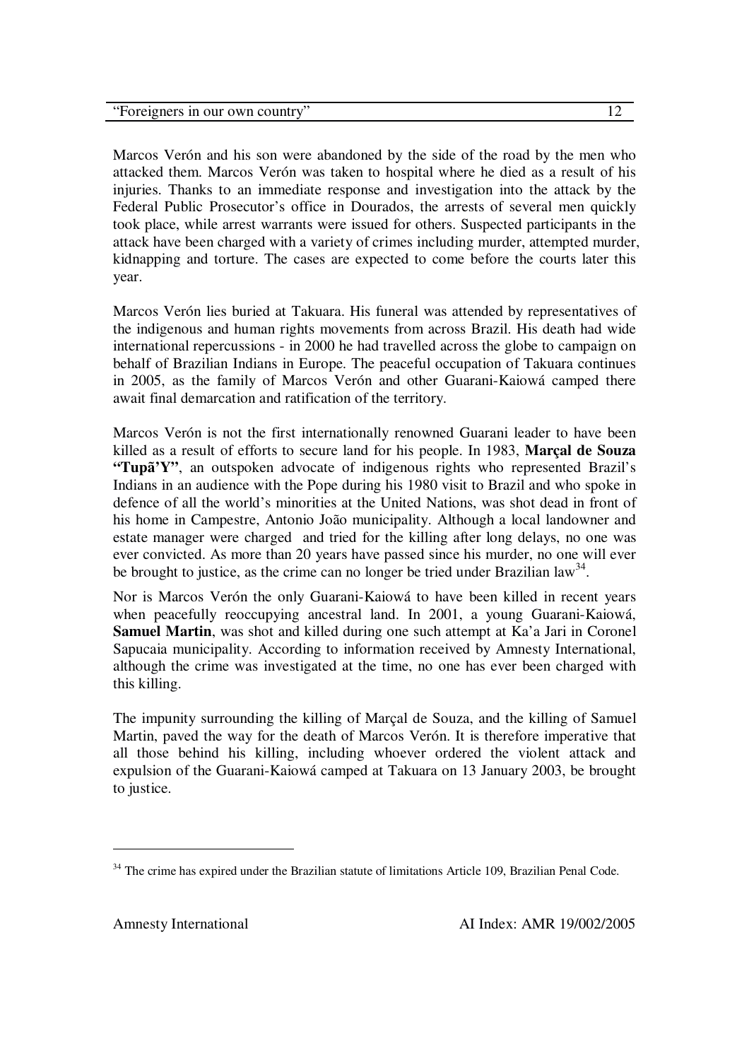Marcos Verón and his son were abandoned by the side of the road by the men who attacked them. Marcos Verón was taken to hospital where he died as a result of his injuries. Thanks to an immediate response and investigation into the attack by the Federal Public Prosecutor's office in Dourados, the arrests of several men quickly took place, while arrest warrants were issued for others. Suspected participants in the attack have been charged with a variety of crimes including murder, attempted murder, kidnapping and torture. The cases are expected to come before the courts later this year.

Marcos Verón lies buried at Takuara. His funeral was attended by representatives of the indigenous and human rights movements from across Brazil. His death had wide international repercussions - in 2000 he had travelled across the globe to campaign on behalf of Brazilian Indians in Europe. The peaceful occupation of Takuara continues in 2005, as the family of Marcos Verón and other Guarani-Kaiowá camped there await final demarcation and ratification of the territory.

Marcos Verón is not the first internationally renowned Guarani leader to have been killed as a result of efforts to secure land for his people. In 1983, **Marçal de Souza "Tupã'Y"**, an outspoken advocate of indigenous rights who represented Brazil's Indians in an audience with the Pope during his 1980 visit to Brazil and who spoke in defence of all the world's minorities at the United Nations, was shot dead in front of his home in Campestre, Antonio João municipality. Although a local landowner and estate manager were charged and tried for the killing after long delays, no one was ever convicted. As more than 20 years have passed since his murder, no one will ever be brought to justice, as the crime can no longer be tried under Brazilian law[34].

Nor is Marcos Verón the only Guarani-Kaiowá to have been killed in recent years when peacefully reoccupying ancestral land. In 2001, a young Guarani-Kaiowá, **Samuel Martin**, was shot and killed during one such attempt at Ka'a Jari in Coronel Sapucaia municipality. According to information received by Amnesty International, although the crime was investigated at the time, no one has ever been charged with this killing.

The impunity surrounding the killing of Marçal de Souza, and the killing of Samuel Martin, paved the way for the death of Marcos Verón. It is therefore imperative that all those behind his killing, including whoever ordered the violent attack and expulsion of the Guarani-Kaiowá camped at Takuara on 13 January 2003, be brought to justice.

---

[34] The crime has expired under the Brazilian statute of limitations Article 109, Brazilian Penal Code.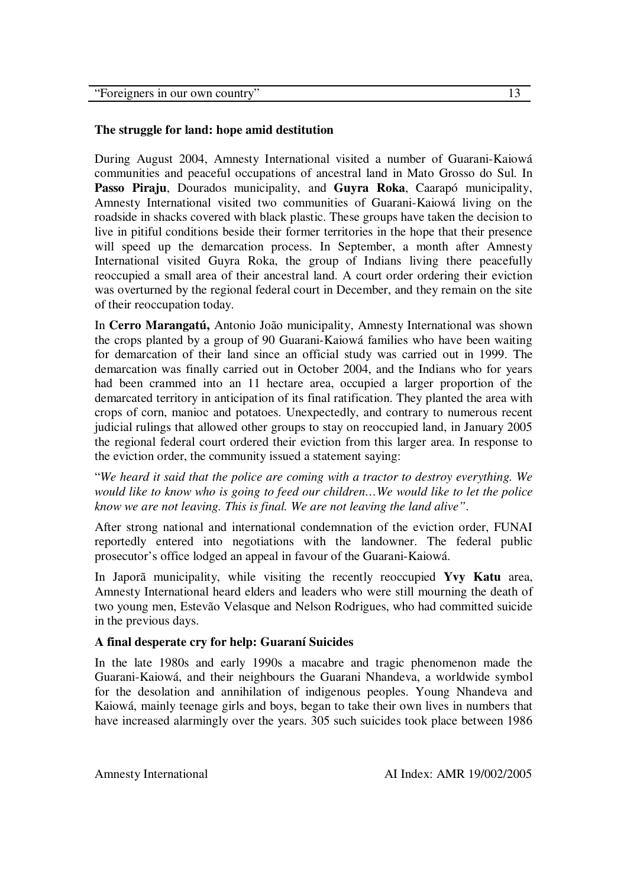### The struggle for land: hope amid destitution

During August 2004, Amnesty International visited a number of Guarani-Kaiowá communities and peaceful occupations of ancestral land in Mato Grosso do Sul. In **Passo Piraju**, Dourados municipality, and **Guyra Roka**, Caarapó municipality, Amnesty International visited two communities of Guarani-Kaiowá living on the roadside in shacks covered with black plastic. These groups have taken the decision to live in pitiful conditions beside their former territories in the hope that their presence will speed up the demarcation process. In September, a month after Amnesty International visited Guyra Roka, the group of Indians living there peacefully reoccupied a small area of their ancestral land. A court order ordering their eviction was overturned by the regional federal court in December, and they remain on the site of their reoccupation today.

In **Cerro Marangatú,** Antonio João municipality, Amnesty International was shown the crops planted by a group of 90 Guarani-Kaiowá families who have been waiting for demarcation of their land since an official study was carried out in 1999. The demarcation was finally carried out in October 2004, and the Indians who for years had been crammed into an 11 hectare area, occupied a larger proportion of the demarcated territory in anticipation of its final ratification. They planted the area with crops of corn, manioc and potatoes. Unexpectedly, and contrary to numerous recent judicial rulings that allowed other groups to stay on reoccupied land, in January 2005 the regional federal court ordered their eviction from this larger area. In response to the eviction order, the community issued a statement saying:

"*We heard it said that the police are coming with a tractor to destroy everything. We would like to know who is going to feed our children…We would like to let the police know we are not leaving. This is final. We are not leaving the land alive"*.

After strong national and international condemnation of the eviction order, FUNAI reportedly entered into negotiations with the landowner. The federal public prosecutor's office lodged an appeal in favour of the Guarani-Kaiowá.

In Japorã municipality, while visiting the recently reoccupied **Yvy Katu** area, Amnesty International heard elders and leaders who were still mourning the death of two young men, Estevão Velasque and Nelson Rodrigues, who had committed suicide in the previous days.

### A final desperate cry for help: Guaraní Suicides

In the late 1980s and early 1990s a macabre and tragic phenomenon made the Guarani-Kaiowá, and their neighbours the Guarani Nhandeva, a worldwide symbol for the desolation and annihilation of indigenous peoples. Young Nhandeva and Kaiowá, mainly teenage girls and boys, began to take their own lives in numbers that have increased alarmingly over the years. 305 such suicides took place between 1986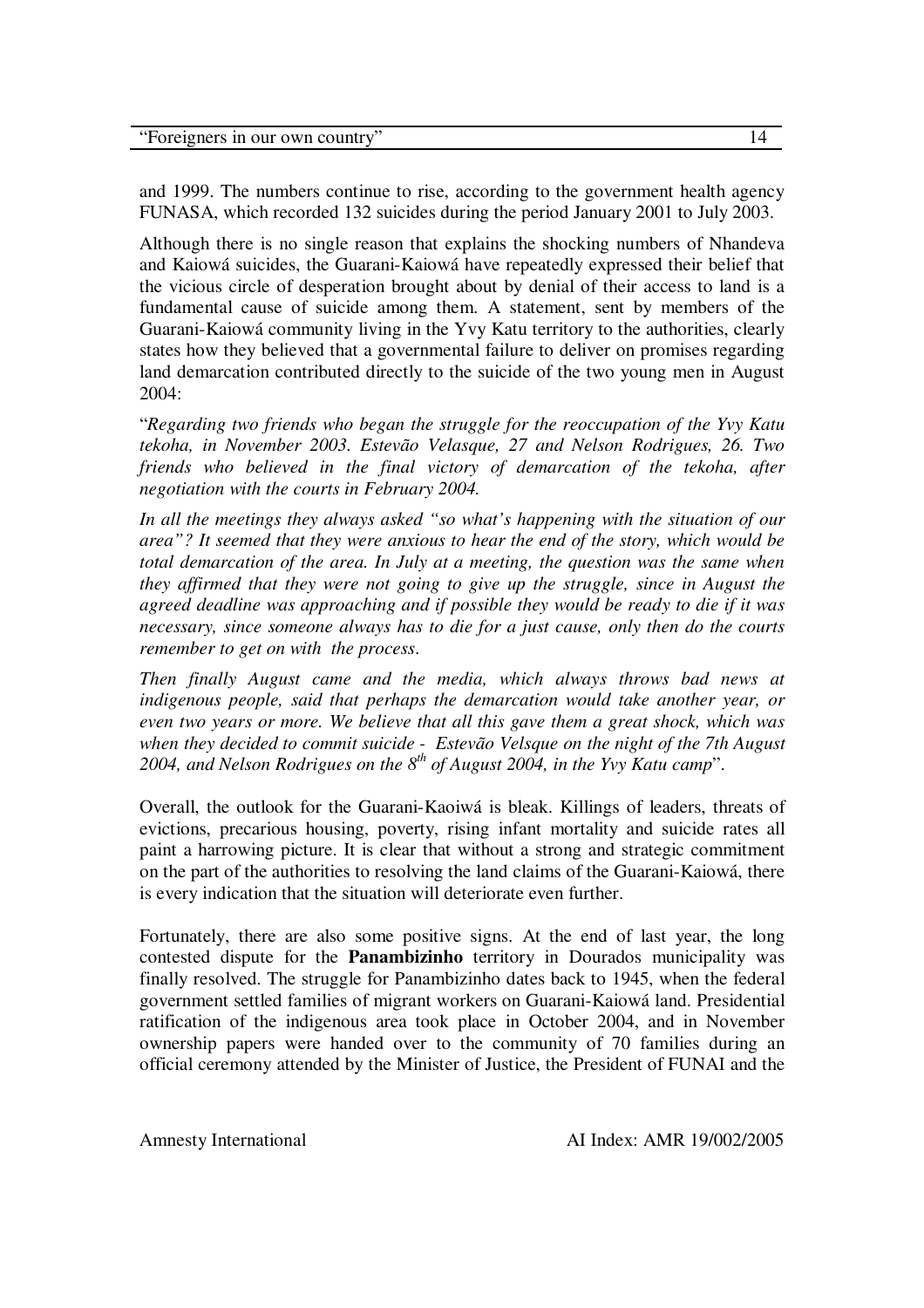and 1999. The numbers continue to rise, according to the government health agency FUNASA, which recorded 132 suicides during the period January 2001 to July 2003.

Although there is no single reason that explains the shocking numbers of Nhandeva and Kaiowá suicides, the Guarani-Kaiowá have repeatedly expressed their belief that the vicious circle of desperation brought about by denial of their access to land is a fundamental cause of suicide among them. A statement, sent by members of the Guarani-Kaiowá community living in the Yvy Katu territory to the authorities, clearly states how they believed that a governmental failure to deliver on promises regarding land demarcation contributed directly to the suicide of the two young men in August 2004:

"*Regarding two friends who began the struggle for the reoccupation of the Yvy Katu tekoha, in November 2003. Estevão Velasque, 27 and Nelson Rodrigues, 26. Two friends who believed in the final victory of demarcation of the tekoha, after negotiation with the courts in February 2004.*

*In all the meetings they always asked "so what's happening with the situation of our area"? It seemed that they were anxious to hear the end of the story, which would be total demarcation of the area. In July at a meeting, the question was the same when they affirmed that they were not going to give up the struggle, since in August the agreed deadline was approaching and if possible they would be ready to die if it was necessary, since someone always has to die for a just cause, only then do the courts remember to get on with the process.*

*Then finally August came and the media, which always throws bad news at indigenous people, said that perhaps the demarcation would take another year, or even two years or more. We believe that all this gave them a great shock, which was when they decided to commit suicide - Estevão Velsque on the night of the 7th August 2004, and Nelson Rodrigues on the 8th of August 2004, in the Yvy Katu camp*".

Overall, the outlook for the Guarani-Kaoiwá is bleak. Killings of leaders, threats of evictions, precarious housing, poverty, rising infant mortality and suicide rates all paint a harrowing picture. It is clear that without a strong and strategic commitment on the part of the authorities to resolving the land claims of the Guarani-Kaiowá, there is every indication that the situation will deteriorate even further.

Fortunately, there are also some positive signs. At the end of last year, the long contested dispute for the **Panambizinho** territory in Dourados municipality was finally resolved. The struggle for Panambizinho dates back to 1945, when the federal government settled families of migrant workers on Guarani-Kaiowá land. Presidential ratification of the indigenous area took place in October 2004, and in November ownership papers were handed over to the community of 70 families during an official ceremony attended by the Minister of Justice, the President of FUNAI and the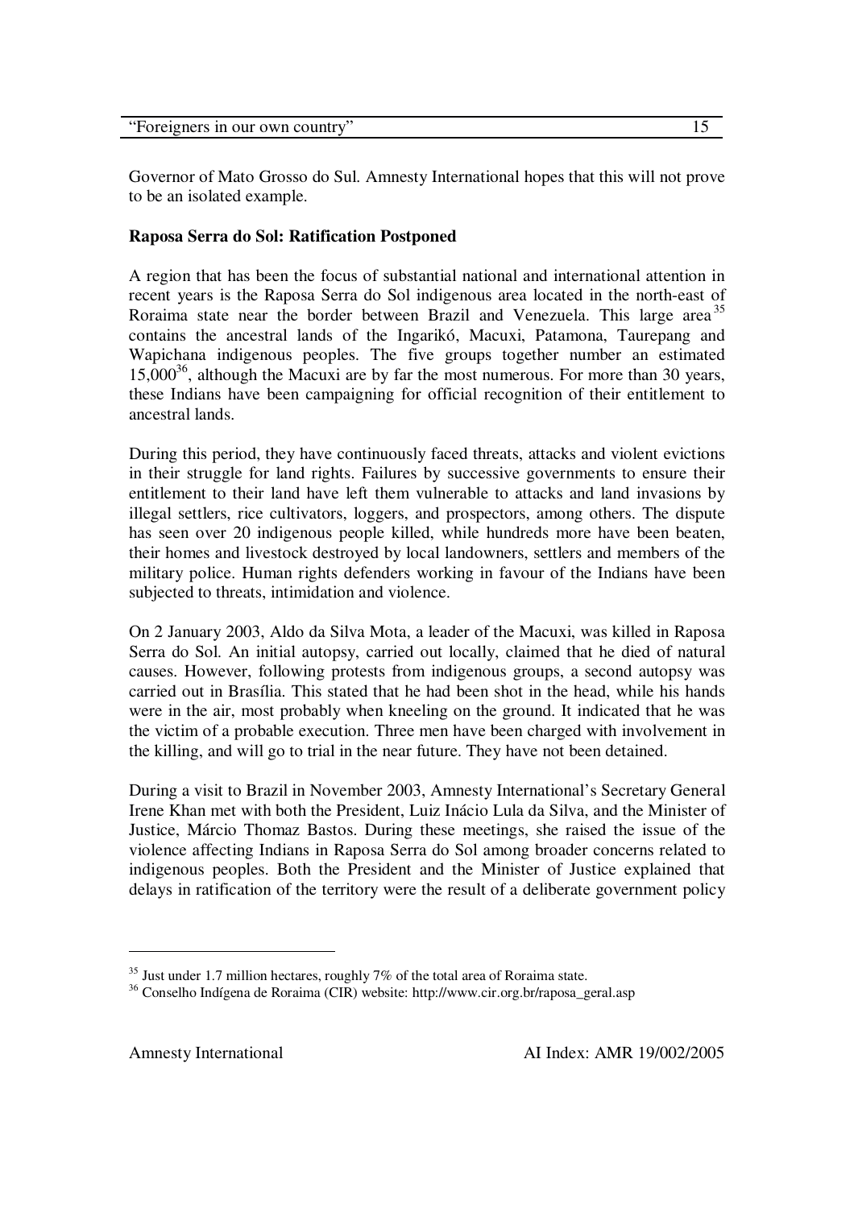Governor of Mato Grosso do Sul. Amnesty International hopes that this will not prove to be an isolated example.

**Raposa Serra do Sol: Ratification Postponed**

A region that has been the focus of substantial national and international attention in recent years is the Raposa Serra do Sol indigenous area located in the north-east of Roraima state near the border between Brazil and Venezuela. This large area[35] contains the ancestral lands of the Ingarikó, Macuxi, Patamona, Taurepang and Wapichana indigenous peoples. The five groups together number an estimated 15,000[36], although the Macuxi are by far the most numerous. For more than 30 years, these Indians have been campaigning for official recognition of their entitlement to ancestral lands.

During this period, they have continuously faced threats, attacks and violent evictions in their struggle for land rights. Failures by successive governments to ensure their entitlement to their land have left them vulnerable to attacks and land invasions by illegal settlers, rice cultivators, loggers, and prospectors, among others. The dispute has seen over 20 indigenous people killed, while hundreds more have been beaten, their homes and livestock destroyed by local landowners, settlers and members of the military police. Human rights defenders working in favour of the Indians have been subjected to threats, intimidation and violence.

On 2 January 2003, Aldo da Silva Mota, a leader of the Macuxi, was killed in Raposa Serra do Sol. An initial autopsy, carried out locally, claimed that he died of natural causes. However, following protests from indigenous groups, a second autopsy was carried out in Brasília. This stated that he had been shot in the head, while his hands were in the air, most probably when kneeling on the ground. It indicated that he was the victim of a probable execution. Three men have been charged with involvement in the killing, and will go to trial in the near future. They have not been detained.

During a visit to Brazil in November 2003, Amnesty International's Secretary General Irene Khan met with both the President, Luiz Inácio Lula da Silva, and the Minister of Justice, Márcio Thomaz Bastos. During these meetings, she raised the issue of the violence affecting Indians in Raposa Serra do Sol among broader concerns related to indigenous peoples. Both the President and the Minister of Justice explained that delays in ratification of the territory were the result of a deliberate government policy

---

[35] Just under 1.7 million hectares, roughly 7% of the total area of Roraima state.

[36] Conselho Indígena de Roraima (CIR) website: http://www.cir.org.br/raposa_geral.asp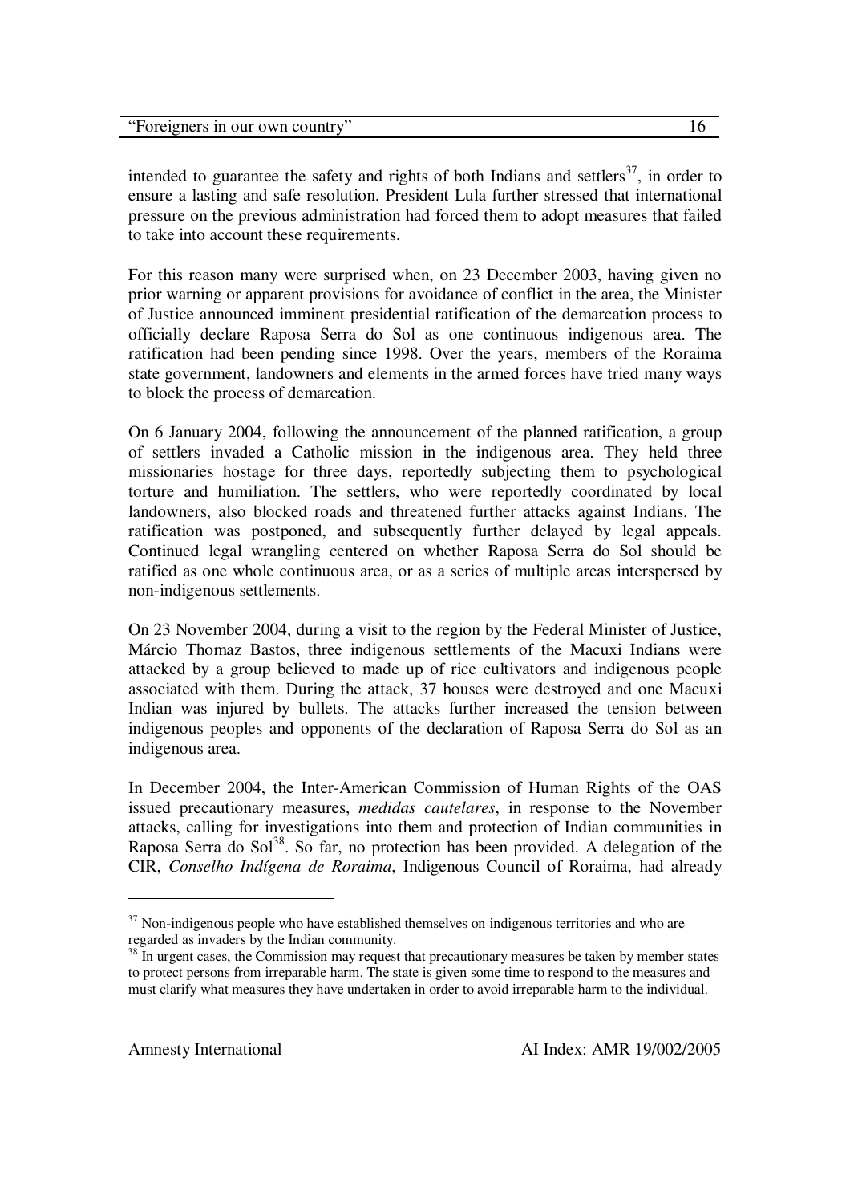intended to guarantee the safety and rights of both Indians and settlers[37], in order to ensure a lasting and safe resolution. President Lula further stressed that international pressure on the previous administration had forced them to adopt measures that failed to take into account these requirements.

For this reason many were surprised when, on 23 December 2003, having given no prior warning or apparent provisions for avoidance of conflict in the area, the Minister of Justice announced imminent presidential ratification of the demarcation process to officially declare Raposa Serra do Sol as one continuous indigenous area. The ratification had been pending since 1998. Over the years, members of the Roraima state government, landowners and elements in the armed forces have tried many ways to block the process of demarcation.

On 6 January 2004, following the announcement of the planned ratification, a group of settlers invaded a Catholic mission in the indigenous area. They held three missionaries hostage for three days, reportedly subjecting them to psychological torture and humiliation. The settlers, who were reportedly coordinated by local landowners, also blocked roads and threatened further attacks against Indians. The ratification was postponed, and subsequently further delayed by legal appeals. Continued legal wrangling centered on whether Raposa Serra do Sol should be ratified as one whole continuous area, or as a series of multiple areas interspersed by non-indigenous settlements.

On 23 November 2004, during a visit to the region by the Federal Minister of Justice, Márcio Thomaz Bastos, three indigenous settlements of the Macuxi Indians were attacked by a group believed to made up of rice cultivators and indigenous people associated with them. During the attack, 37 houses were destroyed and one Macuxi Indian was injured by bullets. The attacks further increased the tension between indigenous peoples and opponents of the declaration of Raposa Serra do Sol as an indigenous area.

In December 2004, the Inter-American Commission of Human Rights of the OAS issued precautionary measures, *medidas cautelares*, in response to the November attacks, calling for investigations into them and protection of Indian communities in Raposa Serra do Sol[38]. So far, no protection has been provided. A delegation of the CIR, *Conselho Indígena de Roraima*, Indigenous Council of Roraima, had already

---

[37] Non-indigenous people who have established themselves on indigenous territories and who are regarded as invaders by the Indian community.

[38] In urgent cases, the Commission may request that precautionary measures be taken by member states to protect persons from irreparable harm. The state is given some time to respond to the measures and must clarify what measures they have undertaken in order to avoid irreparable harm to the individual.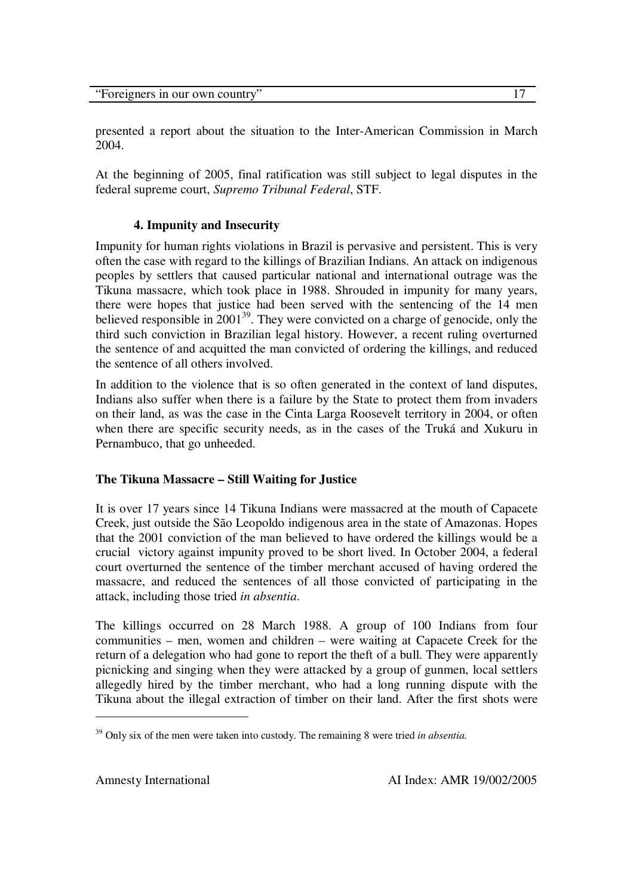presented a report about the situation to the Inter-American Commission in March 2004.

At the beginning of 2005, final ratification was still subject to legal disputes in the federal supreme court, *Supremo Tribunal Federal*, STF.

### 4. Impunity and Insecurity

Impunity for human rights violations in Brazil is pervasive and persistent. This is very often the case with regard to the killings of Brazilian Indians. An attack on indigenous peoples by settlers that caused particular national and international outrage was the Tikuna massacre, which took place in 1988. Shrouded in impunity for many years, there were hopes that justice had been served with the sentencing of the 14 men believed responsible in 2001[39]. They were convicted on a charge of genocide, only the third such conviction in Brazilian legal history. However, a recent ruling overturned the sentence of and acquitted the man convicted of ordering the killings, and reduced the sentence of all others involved.

In addition to the violence that is so often generated in the context of land disputes, Indians also suffer when there is a failure by the State to protect them from invaders on their land, as was the case in the Cinta Larga Roosevelt territory in 2004, or often when there are specific security needs, as in the cases of the Truká and Xukuru in Pernambuco, that go unheeded.

### The Tikuna Massacre – Still Waiting for Justice

It is over 17 years since 14 Tikuna Indians were massacred at the mouth of Capacete Creek, just outside the São Leopoldo indigenous area in the state of Amazonas. Hopes that the 2001 conviction of the man believed to have ordered the killings would be a crucial victory against impunity proved to be short lived. In October 2004, a federal court overturned the sentence of the timber merchant accused of having ordered the massacre, and reduced the sentences of all those convicted of participating in the attack, including those tried *in absentia*.

The killings occurred on 28 March 1988. A group of 100 Indians from four communities – men, women and children – were waiting at Capacete Creek for the return of a delegation who had gone to report the theft of a bull. They were apparently picnicking and singing when they were attacked by a group of gunmen, local settlers allegedly hired by the timber merchant, who had a long running dispute with the Tikuna about the illegal extraction of timber on their land. After the first shots were

[39] Only six of the men were taken into custody. The remaining 8 were tried *in absentia.*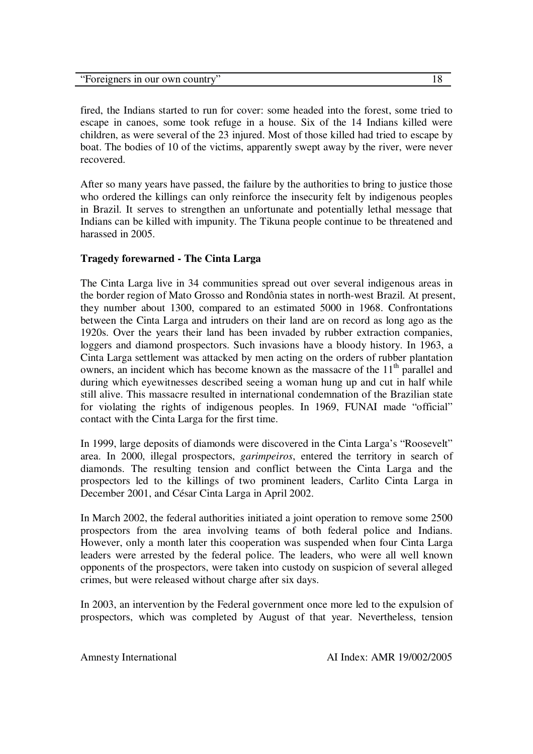fired, the Indians started to run for cover: some headed into the forest, some tried to escape in canoes, some took refuge in a house. Six of the 14 Indians killed were children, as were several of the 23 injured. Most of those killed had tried to escape by boat. The bodies of 10 of the victims, apparently swept away by the river, were never recovered.

After so many years have passed, the failure by the authorities to bring to justice those who ordered the killings can only reinforce the insecurity felt by indigenous peoples in Brazil. It serves to strengthen an unfortunate and potentially lethal message that Indians can be killed with impunity. The Tikuna people continue to be threatened and harassed in 2005.

**Tragedy forewarned - The Cinta Larga**

The Cinta Larga live in 34 communities spread out over several indigenous areas in the border region of Mato Grosso and Rondônia states in north-west Brazil. At present, they number about 1300, compared to an estimated 5000 in 1968. Confrontations between the Cinta Larga and intruders on their land are on record as long ago as the 1920s. Over the years their land has been invaded by rubber extraction companies, loggers and diamond prospectors. Such invasions have a bloody history. In 1963, a Cinta Larga settlement was attacked by men acting on the orders of rubber plantation owners, an incident which has become known as the massacre of the 11th parallel and during which eyewitnesses described seeing a woman hung up and cut in half while still alive. This massacre resulted in international condemnation of the Brazilian state for violating the rights of indigenous peoples. In 1969, FUNAI made "official" contact with the Cinta Larga for the first time.

In 1999, large deposits of diamonds were discovered in the Cinta Larga's "Roosevelt" area. In 2000, illegal prospectors, *garimpeiros*, entered the territory in search of diamonds. The resulting tension and conflict between the Cinta Larga and the prospectors led to the killings of two prominent leaders, Carlito Cinta Larga in December 2001, and César Cinta Larga in April 2002.

In March 2002, the federal authorities initiated a joint operation to remove some 2500 prospectors from the area involving teams of both federal police and Indians. However, only a month later this cooperation was suspended when four Cinta Larga leaders were arrested by the federal police. The leaders, who were all well known opponents of the prospectors, were taken into custody on suspicion of several alleged crimes, but were released without charge after six days.

In 2003, an intervention by the Federal government once more led to the expulsion of prospectors, which was completed by August of that year. Nevertheless, tension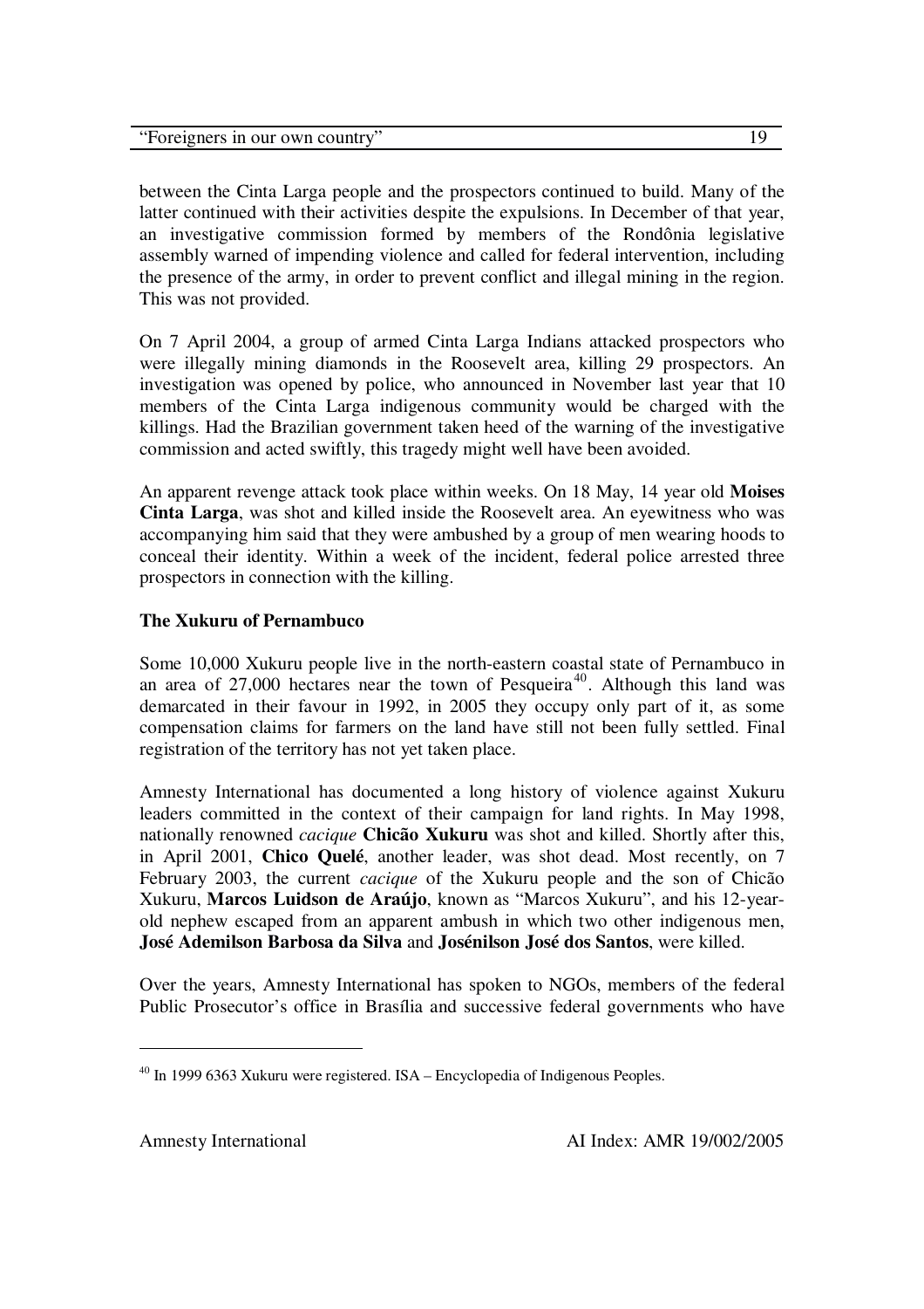between the Cinta Larga people and the prospectors continued to build. Many of the latter continued with their activities despite the expulsions. In December of that year, an investigative commission formed by members of the Rondônia legislative assembly warned of impending violence and called for federal intervention, including the presence of the army, in order to prevent conflict and illegal mining in the region. This was not provided.

On 7 April 2004, a group of armed Cinta Larga Indians attacked prospectors who were illegally mining diamonds in the Roosevelt area, killing 29 prospectors. An investigation was opened by police, who announced in November last year that 10 members of the Cinta Larga indigenous community would be charged with the killings. Had the Brazilian government taken heed of the warning of the investigative commission and acted swiftly, this tragedy might well have been avoided.

An apparent revenge attack took place within weeks. On 18 May, 14 year old **Moises Cinta Larga**, was shot and killed inside the Roosevelt area. An eyewitness who was accompanying him said that they were ambushed by a group of men wearing hoods to conceal their identity. Within a week of the incident, federal police arrested three prospectors in connection with the killing.

**The Xukuru of Pernambuco**

Some 10,000 Xukuru people live in the north-eastern coastal state of Pernambuco in an area of 27,000 hectares near the town of Pesqueira[40]. Although this land was demarcated in their favour in 1992, in 2005 they occupy only part of it, as some compensation claims for farmers on the land have still not been fully settled. Final registration of the territory has not yet taken place.

Amnesty International has documented a long history of violence against Xukuru leaders committed in the context of their campaign for land rights. In May 1998, nationally renowned *cacique* **Chicão Xukuru** was shot and killed. Shortly after this, in April 2001, **Chico Quelé**, another leader, was shot dead. Most recently, on 7 February 2003, the current *cacique* of the Xukuru people and the son of Chicão Xukuru, **Marcos Luidson de Araújo**, known as "Marcos Xukuru", and his 12-year-old nephew escaped from an apparent ambush in which two other indigenous men, **José Ademilson Barbosa da Silva** and **Josénilson José dos Santos**, were killed.

Over the years, Amnesty International has spoken to NGOs, members of the federal Public Prosecutor's office in Brasília and successive federal governments who have

---

[40] In 1999 6363 Xukuru were registered. ISA – Encyclopedia of Indigenous Peoples.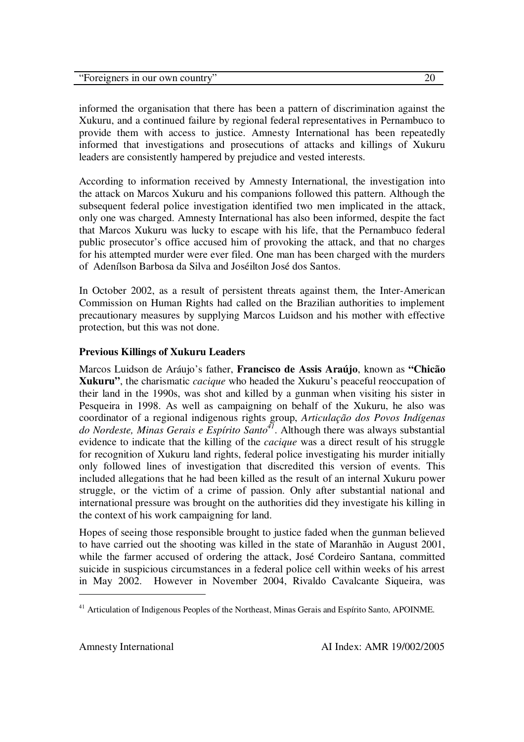informed the organisation that there has been a pattern of discrimination against the Xukuru, and a continued failure by regional federal representatives in Pernambuco to provide them with access to justice. Amnesty International has been repeatedly informed that investigations and prosecutions of attacks and killings of Xukuru leaders are consistently hampered by prejudice and vested interests.

According to information received by Amnesty International, the investigation into the attack on Marcos Xukuru and his companions followed this pattern. Although the subsequent federal police investigation identified two men implicated in the attack, only one was charged. Amnesty International has also been informed, despite the fact that Marcos Xukuru was lucky to escape with his life, that the Pernambuco federal public prosecutor's office accused him of provoking the attack, and that no charges for his attempted murder were ever filed. One man has been charged with the murders of Adenílson Barbosa da Silva and Joséilton José dos Santos.

In October 2002, as a result of persistent threats against them, the Inter-American Commission on Human Rights had called on the Brazilian authorities to implement precautionary measures by supplying Marcos Luidson and his mother with effective protection, but this was not done.

**Previous Killings of Xukuru Leaders**

Marcos Luidson de Aráujo's father, **Francisco de Assis Araújo**, known as **"Chicão Xukuru"**, the charismatic *cacique* who headed the Xukuru's peaceful reoccupation of their land in the 1990s, was shot and killed by a gunman when visiting his sister in Pesqueira in 1998. As well as campaigning on behalf of the Xukuru, he also was coordinator of a regional indigenous rights group, *Articulação dos Povos Indígenas do Nordeste, Minas Gerais e Espírito Santo*[41]. Although there was always substantial evidence to indicate that the killing of the *cacique* was a direct result of his struggle for recognition of Xukuru land rights, federal police investigating his murder initially only followed lines of investigation that discredited this version of events. This included allegations that he had been killed as the result of an internal Xukuru power struggle, or the victim of a crime of passion. Only after substantial national and international pressure was brought on the authorities did they investigate his killing in the context of his work campaigning for land.

Hopes of seeing those responsible brought to justice faded when the gunman believed to have carried out the shooting was killed in the state of Maranhão in August 2001, while the farmer accused of ordering the attack, José Cordeiro Santana, committed suicide in suspicious circumstances in a federal police cell within weeks of his arrest in May 2002. However in November 2004, Rivaldo Cavalcante Siqueira, was

---

[41] Articulation of Indigenous Peoples of the Northeast, Minas Gerais and Espírito Santo, APOINME.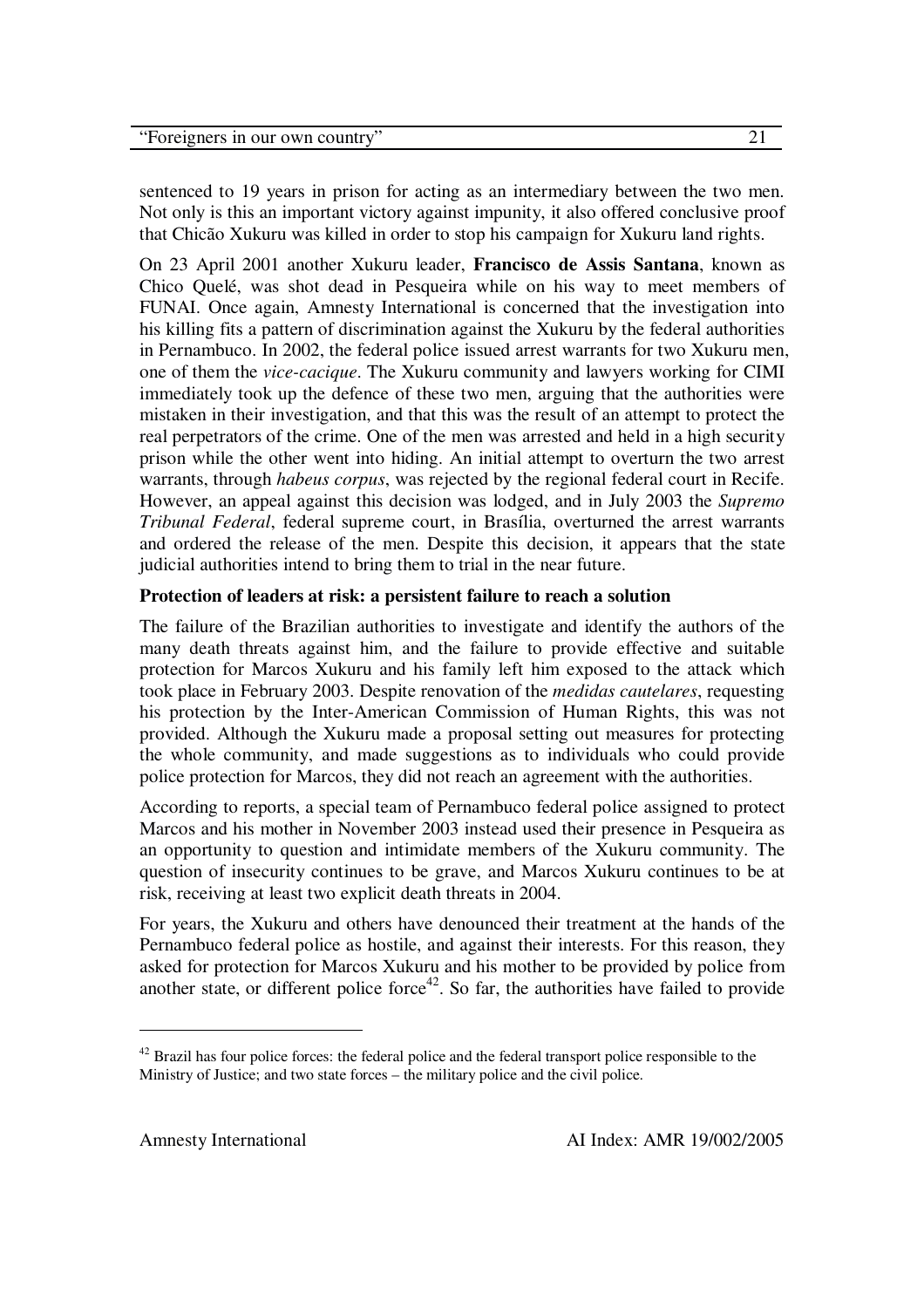sentenced to 19 years in prison for acting as an intermediary between the two men. Not only is this an important victory against impunity, it also offered conclusive proof that Chicão Xukuru was killed in order to stop his campaign for Xukuru land rights.

On 23 April 2001 another Xukuru leader, **Francisco de Assis Santana**, known as Chico Quelé, was shot dead in Pesqueira while on his way to meet members of FUNAI. Once again, Amnesty International is concerned that the investigation into his killing fits a pattern of discrimination against the Xukuru by the federal authorities in Pernambuco. In 2002, the federal police issued arrest warrants for two Xukuru men, one of them the *vice-cacique*. The Xukuru community and lawyers working for CIMI immediately took up the defence of these two men, arguing that the authorities were mistaken in their investigation, and that this was the result of an attempt to protect the real perpetrators of the crime. One of the men was arrested and held in a high security prison while the other went into hiding. An initial attempt to overturn the two arrest warrants, through *habeus corpus*, was rejected by the regional federal court in Recife. However, an appeal against this decision was lodged, and in July 2003 the *Supremo Tribunal Federal*, federal supreme court, in Brasília, overturned the arrest warrants and ordered the release of the men. Despite this decision, it appears that the state judicial authorities intend to bring them to trial in the near future.

**Protection of leaders at risk: a persistent failure to reach a solution**

The failure of the Brazilian authorities to investigate and identify the authors of the many death threats against him, and the failure to provide effective and suitable protection for Marcos Xukuru and his family left him exposed to the attack which took place in February 2003. Despite renovation of the *medidas cautelares*, requesting his protection by the Inter-American Commission of Human Rights, this was not provided. Although the Xukuru made a proposal setting out measures for protecting the whole community, and made suggestions as to individuals who could provide police protection for Marcos, they did not reach an agreement with the authorities.

According to reports, a special team of Pernambuco federal police assigned to protect Marcos and his mother in November 2003 instead used their presence in Pesqueira as an opportunity to question and intimidate members of the Xukuru community. The question of insecurity continues to be grave, and Marcos Xukuru continues to be at risk, receiving at least two explicit death threats in 2004.

For years, the Xukuru and others have denounced their treatment at the hands of the Pernambuco federal police as hostile, and against their interests. For this reason, they asked for protection for Marcos Xukuru and his mother to be provided by police from another state, or different police force[42]. So far, the authorities have failed to provide

[42] Brazil has four police forces: the federal police and the federal transport police responsible to the Ministry of Justice; and two state forces – the military police and the civil police.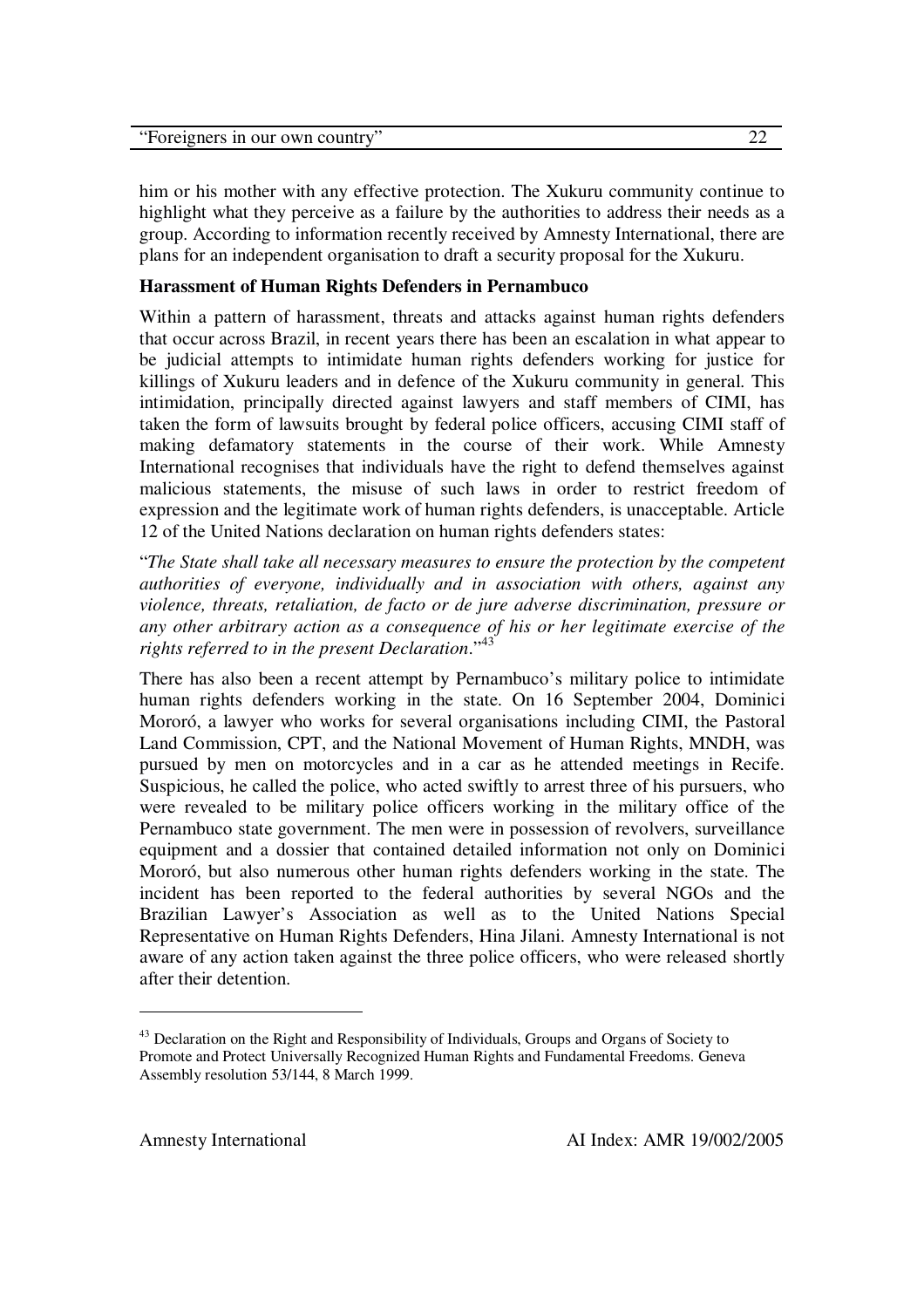him or his mother with any effective protection. The Xukuru community continue to highlight what they perceive as a failure by the authorities to address their needs as a group. According to information recently received by Amnesty International, there are plans for an independent organisation to draft a security proposal for the Xukuru.

**Harassment of Human Rights Defenders in Pernambuco**

Within a pattern of harassment, threats and attacks against human rights defenders that occur across Brazil, in recent years there has been an escalation in what appear to be judicial attempts to intimidate human rights defenders working for justice for killings of Xukuru leaders and in defence of the Xukuru community in general. This intimidation, principally directed against lawyers and staff members of CIMI, has taken the form of lawsuits brought by federal police officers, accusing CIMI staff of making defamatory statements in the course of their work. While Amnesty International recognises that individuals have the right to defend themselves against malicious statements, the misuse of such laws in order to restrict freedom of expression and the legitimate work of human rights defenders, is unacceptable. Article 12 of the United Nations declaration on human rights defenders states:

"*The State shall take all necessary measures to ensure the protection by the competent authorities of everyone, individually and in association with others, against any violence, threats, retaliation, de facto or de jure adverse discrimination, pressure or any other arbitrary action as a consequence of his or her legitimate exercise of the rights referred to in the present Declaration*."[43]

There has also been a recent attempt by Pernambuco's military police to intimidate human rights defenders working in the state. On 16 September 2004, Dominici Mororó, a lawyer who works for several organisations including CIMI, the Pastoral Land Commission, CPT, and the National Movement of Human Rights, MNDH, was pursued by men on motorcycles and in a car as he attended meetings in Recife. Suspicious, he called the police, who acted swiftly to arrest three of his pursuers, who were revealed to be military police officers working in the military office of the Pernambuco state government. The men were in possession of revolvers, surveillance equipment and a dossier that contained detailed information not only on Dominici Mororó, but also numerous other human rights defenders working in the state. The incident has been reported to the federal authorities by several NGOs and the Brazilian Lawyer's Association as well as to the United Nations Special Representative on Human Rights Defenders, Hina Jilani. Amnesty International is not aware of any action taken against the three police officers, who were released shortly after their detention.

---

[43] Declaration on the Right and Responsibility of Individuals, Groups and Organs of Society to Promote and Protect Universally Recognized Human Rights and Fundamental Freedoms. Geneva Assembly resolution 53/144, 8 March 1999.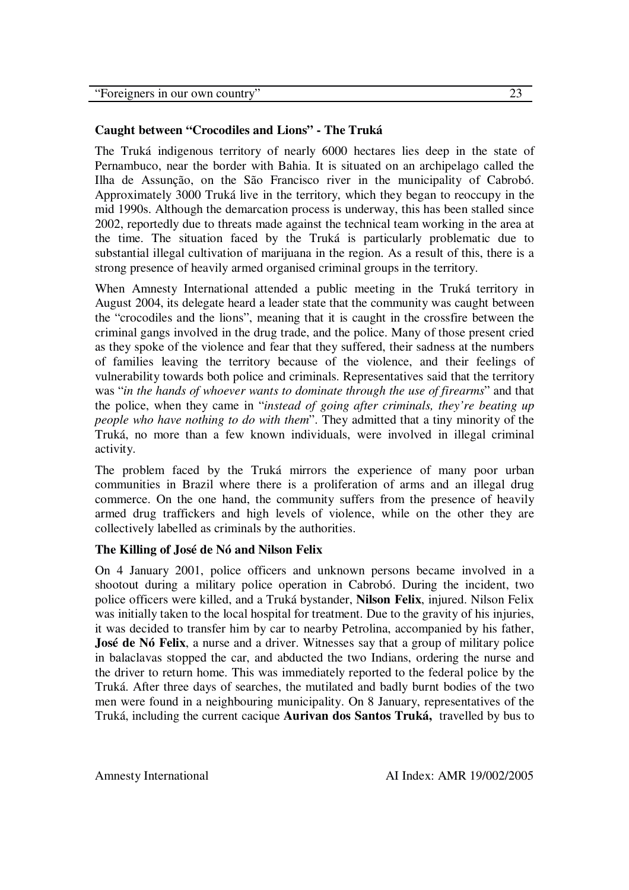**Caught between "Crocodiles and Lions" - The Truká**

The Truká indigenous territory of nearly 6000 hectares lies deep in the state of Pernambuco, near the border with Bahia. It is situated on an archipelago called the Ilha de Assunção, on the São Francisco river in the municipality of Cabrobó. Approximately 3000 Truká live in the territory, which they began to reoccupy in the mid 1990s. Although the demarcation process is underway, this has been stalled since 2002, reportedly due to threats made against the technical team working in the area at the time. The situation faced by the Truká is particularly problematic due to substantial illegal cultivation of marijuana in the region. As a result of this, there is a strong presence of heavily armed organised criminal groups in the territory.

When Amnesty International attended a public meeting in the Truká territory in August 2004, its delegate heard a leader state that the community was caught between the "crocodiles and the lions", meaning that it is caught in the crossfire between the criminal gangs involved in the drug trade, and the police. Many of those present cried as they spoke of the violence and fear that they suffered, their sadness at the numbers of families leaving the territory because of the violence, and their feelings of vulnerability towards both police and criminals. Representatives said that the territory was "*in the hands of whoever wants to dominate through the use of firearms*" and that the police, when they came in "*instead of going after criminals, they're beating up people who have nothing to do with them*". They admitted that a tiny minority of the Truká, no more than a few known individuals, were involved in illegal criminal activity.

The problem faced by the Truká mirrors the experience of many poor urban communities in Brazil where there is a proliferation of arms and an illegal drug commerce. On the one hand, the community suffers from the presence of heavily armed drug traffickers and high levels of violence, while on the other they are collectively labelled as criminals by the authorities.

**The Killing of José de Nó and Nilson Felix**

On 4 January 2001, police officers and unknown persons became involved in a shootout during a military police operation in Cabrobó. During the incident, two police officers were killed, and a Truká bystander, **Nilson Felix**, injured. Nilson Felix was initially taken to the local hospital for treatment. Due to the gravity of his injuries, it was decided to transfer him by car to nearby Petrolina, accompanied by his father, **José de Nó Felix**, a nurse and a driver. Witnesses say that a group of military police in balaclavas stopped the car, and abducted the two Indians, ordering the nurse and the driver to return home. This was immediately reported to the federal police by the Truká. After three days of searches, the mutilated and badly burnt bodies of the two men were found in a neighbouring municipality. On 8 January, representatives of the Truká, including the current cacique **Aurivan dos Santos Truká,** travelled by bus to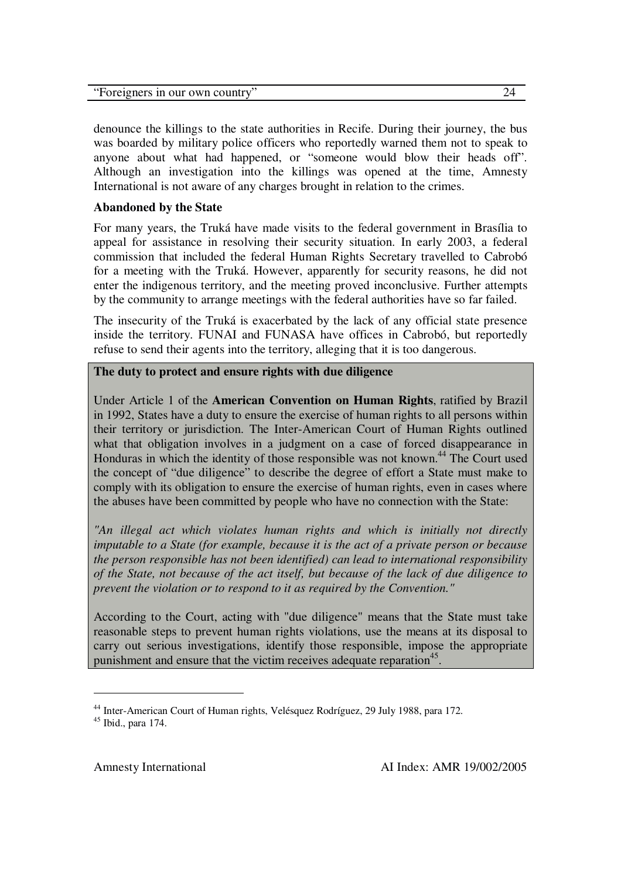denounce the killings to the state authorities in Recife. During their journey, the bus was boarded by military police officers who reportedly warned them not to speak to anyone about what had happened, or "someone would blow their heads off". Although an investigation into the killings was opened at the time, Amnesty International is not aware of any charges brought in relation to the crimes.

**Abandoned by the State**

For many years, the Truká have made visits to the federal government in Brasília to appeal for assistance in resolving their security situation. In early 2003, a federal commission that included the federal Human Rights Secretary travelled to Cabrobó for a meeting with the Truká. However, apparently for security reasons, he did not enter the indigenous territory, and the meeting proved inconclusive. Further attempts by the community to arrange meetings with the federal authorities have so far failed.

The insecurity of the Truká is exacerbated by the lack of any official state presence inside the territory. FUNAI and FUNASA have offices in Cabrobó, but reportedly refuse to send their agents into the territory, alleging that it is too dangerous.

**The duty to protect and ensure rights with due diligence**

Under Article 1 of the **American Convention on Human Rights**, ratified by Brazil in 1992, States have a duty to ensure the exercise of human rights to all persons within their territory or jurisdiction. The Inter-American Court of Human Rights outlined what that obligation involves in a judgment on a case of forced disappearance in Honduras in which the identity of those responsible was not known.[44] The Court used the concept of "due diligence" to describe the degree of effort a State must make to comply with its obligation to ensure the exercise of human rights, even in cases where the abuses have been committed by people who have no connection with the State:

*"An illegal act which violates human rights and which is initially not directly imputable to a State (for example, because it is the act of a private person or because the person responsible has not been identified) can lead to international responsibility of the State, not because of the act itself, but because of the lack of due diligence to prevent the violation or to respond to it as required by the Convention."*

According to the Court, acting with "due diligence" means that the State must take reasonable steps to prevent human rights violations, use the means at its disposal to carry out serious investigations, identify those responsible, impose the appropriate punishment and ensure that the victim receives adequate reparation[45].

---

[44] Inter-American Court of Human rights, Velésquez Rodríguez, 29 July 1988, para 172.

[45] Ibid., para 174.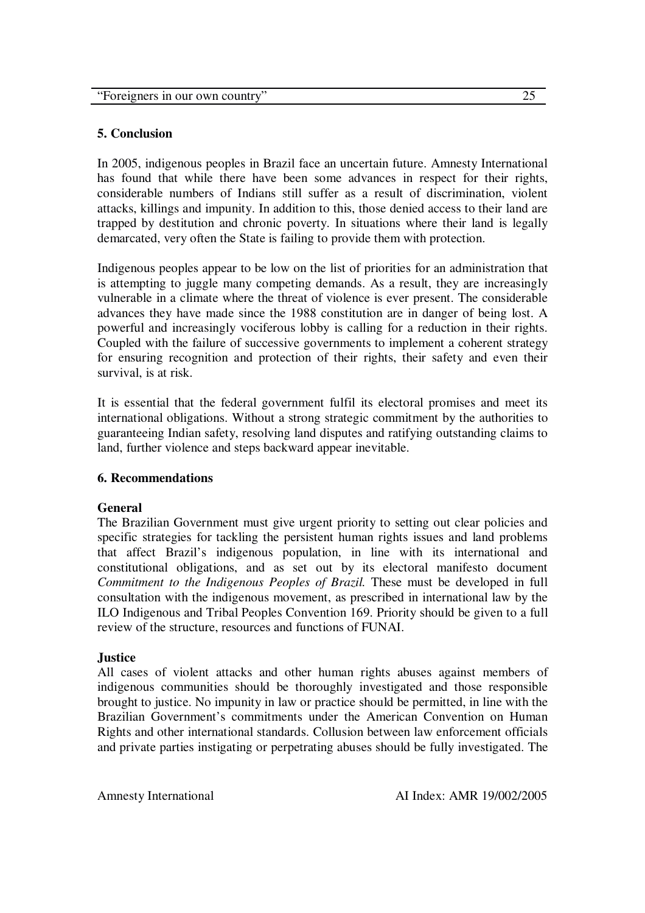## 5. Conclusion

In 2005, indigenous peoples in Brazil face an uncertain future. Amnesty International has found that while there have been some advances in respect for their rights, considerable numbers of Indians still suffer as a result of discrimination, violent attacks, killings and impunity. In addition to this, those denied access to their land are trapped by destitution and chronic poverty. In situations where their land is legally demarcated, very often the State is failing to provide them with protection.

Indigenous peoples appear to be low on the list of priorities for an administration that is attempting to juggle many competing demands. As a result, they are increasingly vulnerable in a climate where the threat of violence is ever present. The considerable advances they have made since the 1988 constitution are in danger of being lost. A powerful and increasingly vociferous lobby is calling for a reduction in their rights. Coupled with the failure of successive governments to implement a coherent strategy for ensuring recognition and protection of their rights, their safety and even their survival, is at risk.

It is essential that the federal government fulfil its electoral promises and meet its international obligations. Without a strong strategic commitment by the authorities to guaranteeing Indian safety, resolving land disputes and ratifying outstanding claims to land, further violence and steps backward appear inevitable.

## 6. Recommendations

### General

The Brazilian Government must give urgent priority to setting out clear policies and specific strategies for tackling the persistent human rights issues and land problems that affect Brazil's indigenous population, in line with its international and constitutional obligations, and as set out by its electoral manifesto document *Commitment to the Indigenous Peoples of Brazil.* These must be developed in full consultation with the indigenous movement, as prescribed in international law by the ILO Indigenous and Tribal Peoples Convention 169. Priority should be given to a full review of the structure, resources and functions of FUNAI.

### Justice

All cases of violent attacks and other human rights abuses against members of indigenous communities should be thoroughly investigated and those responsible brought to justice. No impunity in law or practice should be permitted, in line with the Brazilian Government's commitments under the American Convention on Human Rights and other international standards. Collusion between law enforcement officials and private parties instigating or perpetrating abuses should be fully investigated. The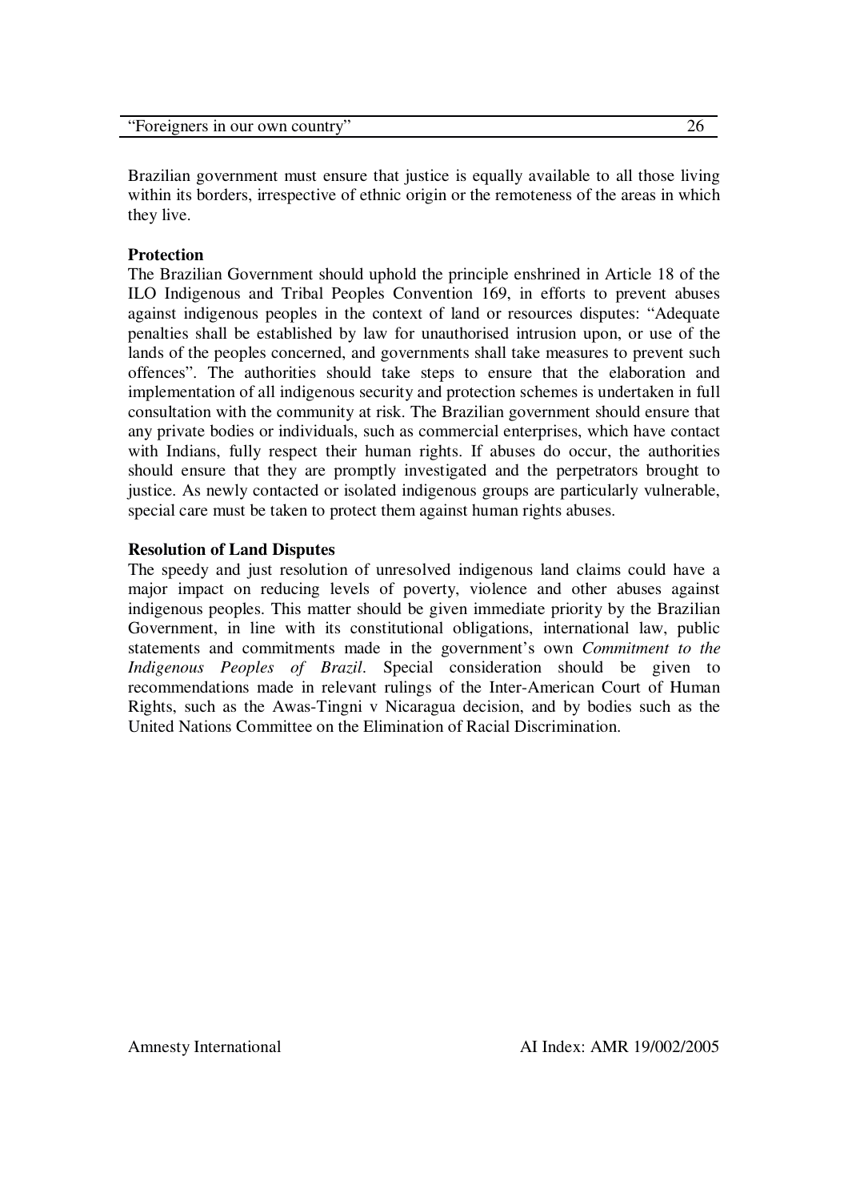Brazilian government must ensure that justice is equally available to all those living within its borders, irrespective of ethnic origin or the remoteness of the areas in which they live.

**Protection**

The Brazilian Government should uphold the principle enshrined in Article 18 of the ILO Indigenous and Tribal Peoples Convention 169, in efforts to prevent abuses against indigenous peoples in the context of land or resources disputes: "Adequate penalties shall be established by law for unauthorised intrusion upon, or use of the lands of the peoples concerned, and governments shall take measures to prevent such offences". The authorities should take steps to ensure that the elaboration and implementation of all indigenous security and protection schemes is undertaken in full consultation with the community at risk. The Brazilian government should ensure that any private bodies or individuals, such as commercial enterprises, which have contact with Indians, fully respect their human rights. If abuses do occur, the authorities should ensure that they are promptly investigated and the perpetrators brought to justice. As newly contacted or isolated indigenous groups are particularly vulnerable, special care must be taken to protect them against human rights abuses.

**Resolution of Land Disputes**

The speedy and just resolution of unresolved indigenous land claims could have a major impact on reducing levels of poverty, violence and other abuses against indigenous peoples. This matter should be given immediate priority by the Brazilian Government, in line with its constitutional obligations, international law, public statements and commitments made in the government's own *Commitment to the Indigenous Peoples of Brazil*. Special consideration should be given to recommendations made in relevant rulings of the Inter-American Court of Human Rights, such as the Awas-Tingni v Nicaragua decision, and by bodies such as the United Nations Committee on the Elimination of Racial Discrimination.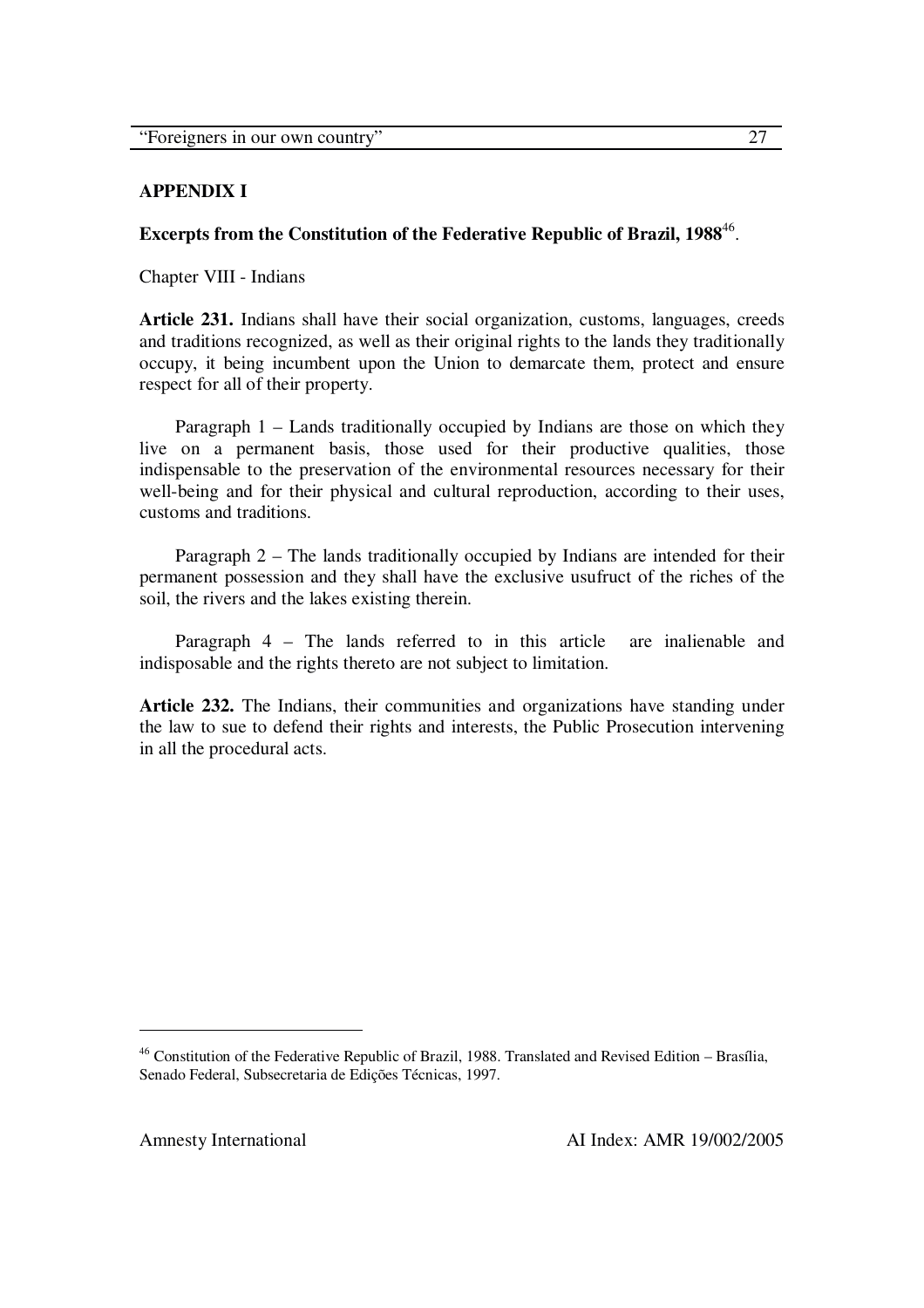## APPENDIX I

**Excerpts from the Constitution of the Federative Republic of Brazil, 1988**[46].

Chapter VIII - Indians

**Article 231.** Indians shall have their social organization, customs, languages, creeds and traditions recognized, as well as their original rights to the lands they traditionally occupy, it being incumbent upon the Union to demarcate them, protect and ensure respect for all of their property.

Paragraph 1 – Lands traditionally occupied by Indians are those on which they live on a permanent basis, those used for their productive qualities, those indispensable to the preservation of the environmental resources necessary for their well-being and for their physical and cultural reproduction, according to their uses, customs and traditions.

Paragraph 2 – The lands traditionally occupied by Indians are intended for their permanent possession and they shall have the exclusive usufruct of the riches of the soil, the rivers and the lakes existing therein.

Paragraph 4 – The lands referred to in this article are inalienable and indisposable and the rights thereto are not subject to limitation.

**Article 232.** The Indians, their communities and organizations have standing under the law to sue to defend their rights and interests, the Public Prosecution intervening in all the procedural acts.

[46] Constitution of the Federative Republic of Brazil, 1988. Translated and Revised Edition – Brasília, Senado Federal, Subsecretaria de Edições Técnicas, 1997.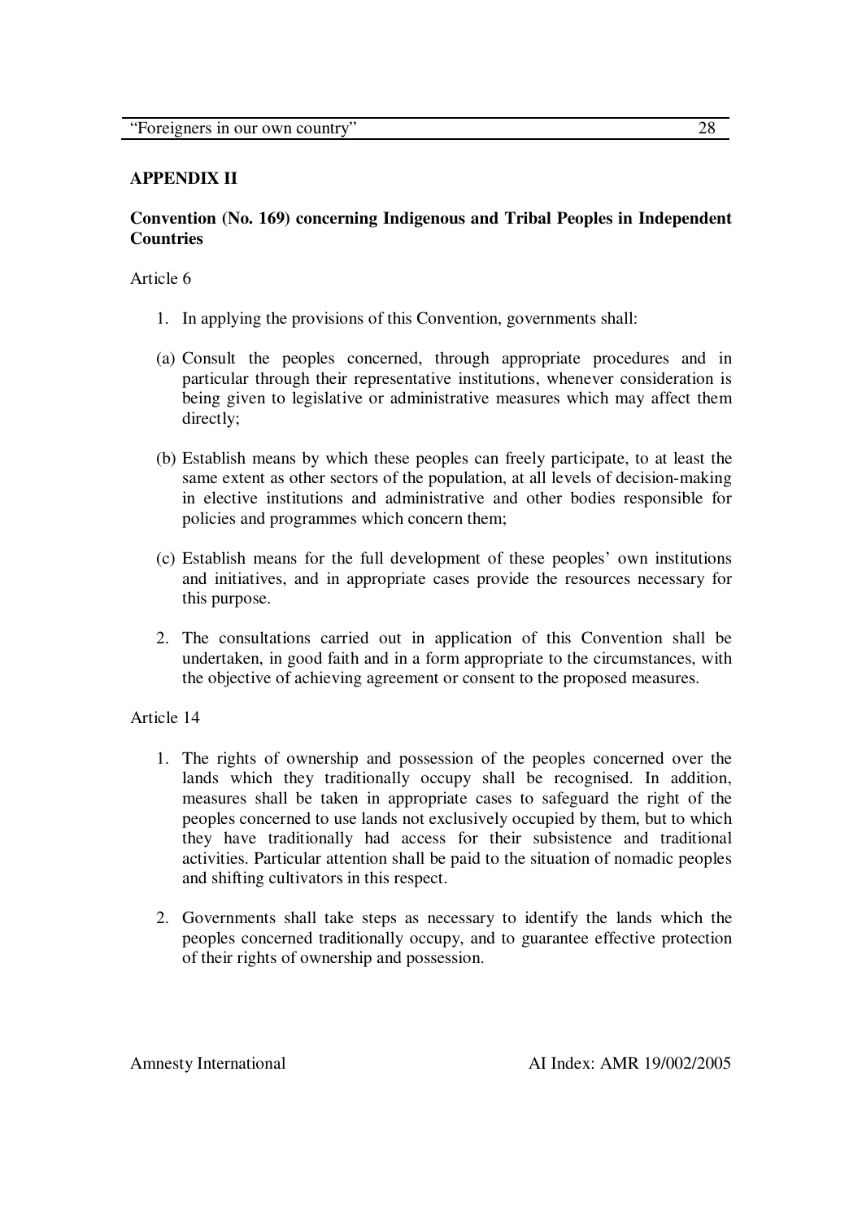## APPENDIX II

### Convention (No. 169) concerning Indigenous and Tribal Peoples in Independent Countries

Article 6

1. In applying the provisions of this Convention, governments shall:

(a) Consult the peoples concerned, through appropriate procedures and in particular through their representative institutions, whenever consideration is being given to legislative or administrative measures which may affect them directly;

(b) Establish means by which these peoples can freely participate, to at least the same extent as other sectors of the population, at all levels of decision-making in elective institutions and administrative and other bodies responsible for policies and programmes which concern them;

(c) Establish means for the full development of these peoples' own institutions and initiatives, and in appropriate cases provide the resources necessary for this purpose.

2. The consultations carried out in application of this Convention shall be undertaken, in good faith and in a form appropriate to the circumstances, with the objective of achieving agreement or consent to the proposed measures.

Article 14

1. The rights of ownership and possession of the peoples concerned over the lands which they traditionally occupy shall be recognised. In addition, measures shall be taken in appropriate cases to safeguard the right of the peoples concerned to use lands not exclusively occupied by them, but to which they have traditionally had access for their subsistence and traditional activities. Particular attention shall be paid to the situation of nomadic peoples and shifting cultivators in this respect.

2. Governments shall take steps as necessary to identify the lands which the peoples concerned traditionally occupy, and to guarantee effective protection of their rights of ownership and possession.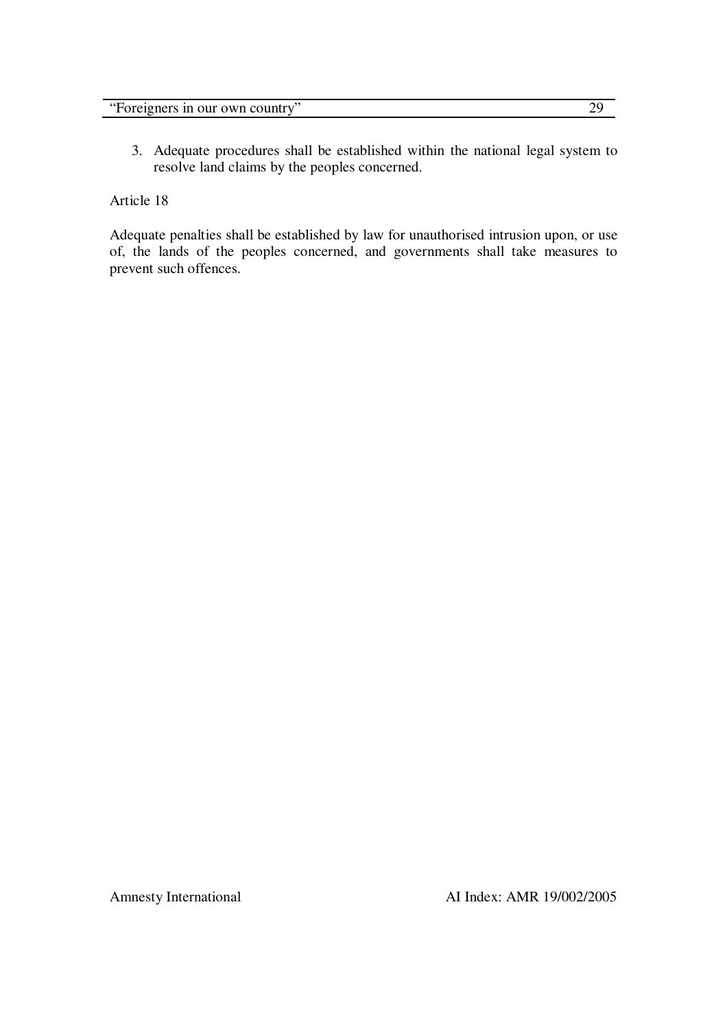3. Adequate procedures shall be established within the national legal system to resolve land claims by the peoples concerned.

Article 18

Adequate penalties shall be established by law for unauthorised intrusion upon, or use of, the lands of the peoples concerned, and governments shall take measures to prevent such offences.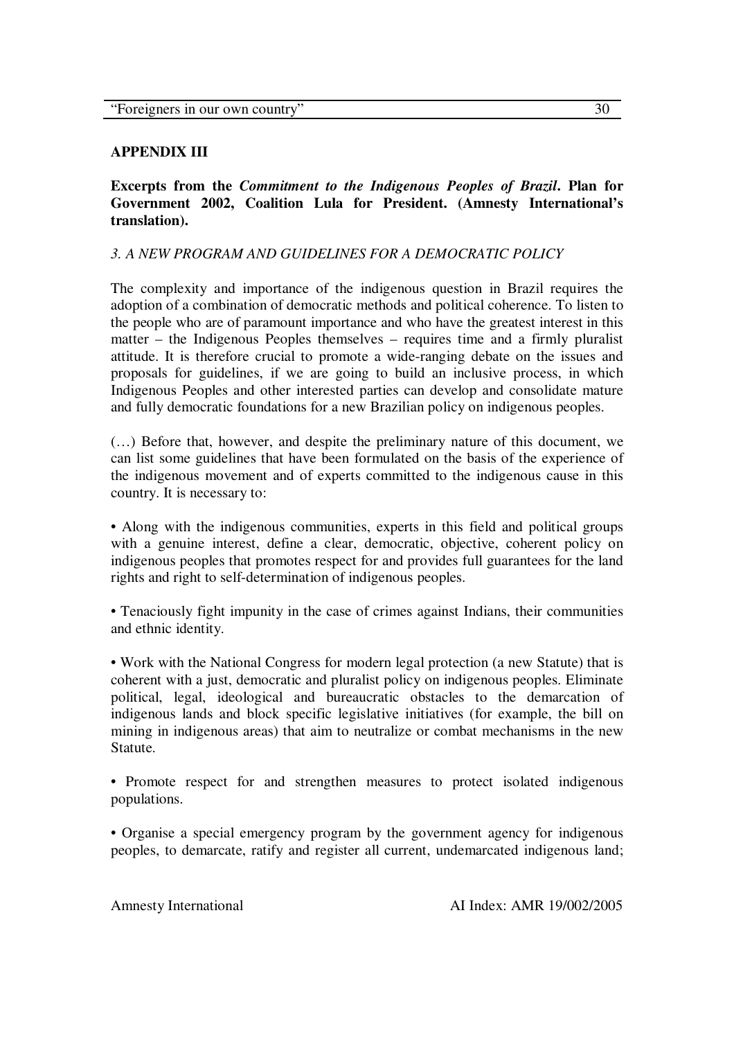## APPENDIX III

**Excerpts from the *Commitment to the Indigenous Peoples of Brazil*. Plan for Government 2002, Coalition Lula for President. (Amnesty International's translation).**

*3. A NEW PROGRAM AND GUIDELINES FOR A DEMOCRATIC POLICY*

The complexity and importance of the indigenous question in Brazil requires the adoption of a combination of democratic methods and political coherence. To listen to the people who are of paramount importance and who have the greatest interest in this matter – the Indigenous Peoples themselves – requires time and a firmly pluralist attitude. It is therefore crucial to promote a wide-ranging debate on the issues and proposals for guidelines, if we are going to build an inclusive process, in which Indigenous Peoples and other interested parties can develop and consolidate mature and fully democratic foundations for a new Brazilian policy on indigenous peoples.

(…) Before that, however, and despite the preliminary nature of this document, we can list some guidelines that have been formulated on the basis of the experience of the indigenous movement and of experts committed to the indigenous cause in this country. It is necessary to:

- Along with the indigenous communities, experts in this field and political groups with a genuine interest, define a clear, democratic, objective, coherent policy on indigenous peoples that promotes respect for and provides full guarantees for the land rights and right to self-determination of indigenous peoples.

- Tenaciously fight impunity in the case of crimes against Indians, their communities and ethnic identity.

- Work with the National Congress for modern legal protection (a new Statute) that is coherent with a just, democratic and pluralist policy on indigenous peoples. Eliminate political, legal, ideological and bureaucratic obstacles to the demarcation of indigenous lands and block specific legislative initiatives (for example, the bill on mining in indigenous areas) that aim to neutralize or combat mechanisms in the new Statute.

- Promote respect for and strengthen measures to protect isolated indigenous populations.

- Organise a special emergency program by the government agency for indigenous peoples, to demarcate, ratify and register all current, undemarcated indigenous land;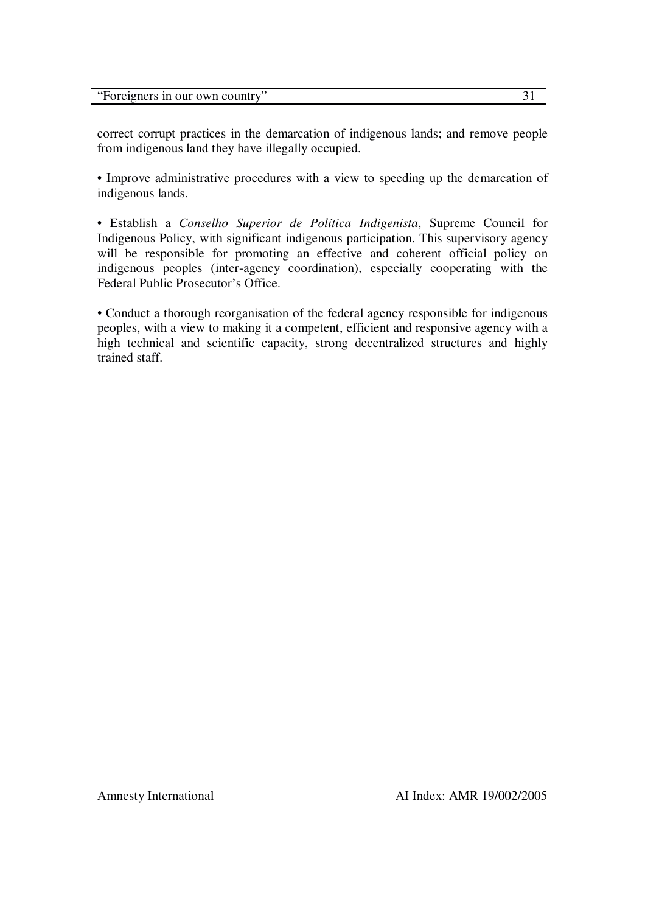correct corrupt practices in the demarcation of indigenous lands; and remove people from indigenous land they have illegally occupied.

• Improve administrative procedures with a view to speeding up the demarcation of indigenous lands.

• Establish a *Conselho Superior de Política Indigenista*, Supreme Council for Indigenous Policy, with significant indigenous participation. This supervisory agency will be responsible for promoting an effective and coherent official policy on indigenous peoples (inter-agency coordination), especially cooperating with the Federal Public Prosecutor's Office.

• Conduct a thorough reorganisation of the federal agency responsible for indigenous peoples, with a view to making it a competent, efficient and responsive agency with a high technical and scientific capacity, strong decentralized structures and highly trained staff.